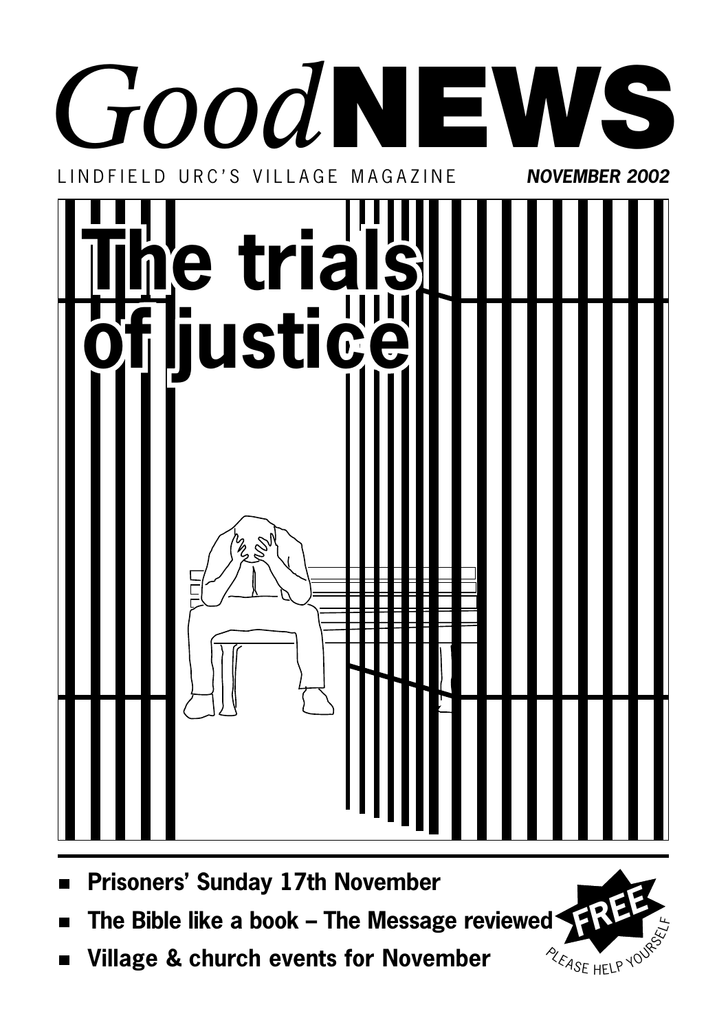# *Good* NEWS

LINDFIELD URC'S VILLAGE MAGAZINE **_NOVEMBER 2002_**

# The trials of justice

- **Prisoners' Sunday 17th November**
- **The Bible like a book – The Message reviewed**
- **Village & church events for November**

**FREE**

PLEASE HELP YOURSELF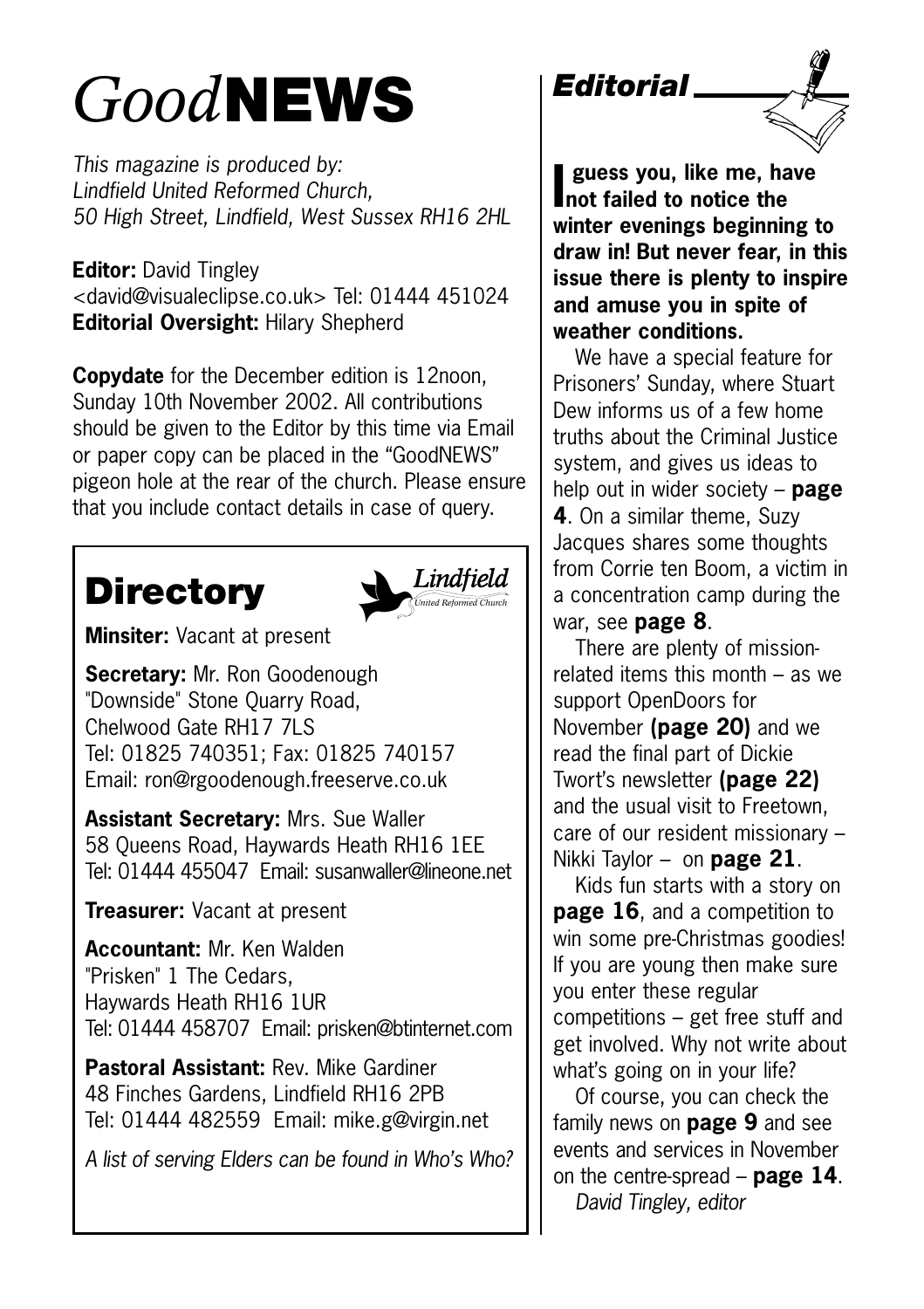# *Good*NEWS

*This magazine is produced by:*
*Lindfield United Reformed Church,*
*50 High Street, Lindfield, West Sussex RH16 2HL*

**Editor:** David Tingley
<david@visualeclipse.co.uk> Tel: 01444 451024
**Editorial Oversight:** Hilary Shepherd

**Copydate** for the December edition is 12noon, Sunday 10th November 2002. All contributions should be given to the Editor by this time via Email or paper copy can be placed in the "GoodNEWS" pigeon hole at the rear of the church. Please ensure that you include contact details in case of query.

## Directory

*Lindfield United Reformed Church*

**Minsiter:** Vacant at present

**Secretary:** Mr. Ron Goodenough
"Downside" Stone Quarry Road,
Chelwood Gate RH17 7LS
Tel: 01825 740351; Fax: 01825 740157
Email: ron@rgoodenough.freeserve.co.uk

**Assistant Secretary:** Mrs. Sue Waller
58 Queens Road, Haywards Heath RH16 1EE
Tel: 01444 455047 Email: susanwaller@lineone.net

**Treasurer:** Vacant at present

**Accountant:** Mr. Ken Walden
"Prisken" 1 The Cedars,
Haywards Heath RH16 1UR
Tel: 01444 458707 Email: prisken@btinternet.com

**Pastoral Assistant:** Rev. Mike Gardiner
48 Finches Gardens, Lindfield RH16 2PB
Tel: 01444 482559 Email: mike.g@virgin.net

*A list of serving Elders can be found in Who's Who?*

## *Editorial*

**I guess you, like me, have not failed to notice the winter evenings beginning to draw in! But never fear, in this issue there is plenty to inspire and amuse you in spite of weather conditions.**

We have a special feature for Prisoners' Sunday, where Stuart Dew informs us of a few home truths about the Criminal Justice system, and gives us ideas to help out in wider society – **page 4**. On a similar theme, Suzy Jacques shares some thoughts from Corrie ten Boom, a victim in a concentration camp during the war, see **page 8**.

There are plenty of mission-related items this month – as we support OpenDoors for November **(page 20)** and we read the final part of Dickie Twort's newsletter **(page 22)** and the usual visit to Freetown, care of our resident missionary – Nikki Taylor – on **page 21**.

Kids fun starts with a story on **page 16**, and a competition to win some pre-Christmas goodies! If you are young then make sure you enter these regular competitions – get free stuff and get involved. Why not write about what's going on in your life?

Of course, you can check the family news on **page 9** and see events and services in November on the centre-spread – **page 14**.

*David Tingley, editor*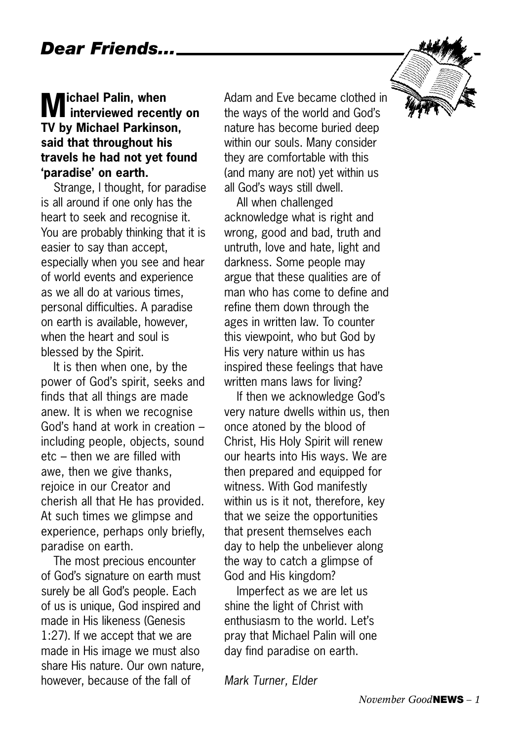# *Dear Friends...*

**Michael Palin, when interviewed recently on TV by Michael Parkinson, said that throughout his travels he had not yet found 'paradise' on earth.**

Strange, I thought, for paradise is all around if one only has the heart to seek and recognise it. You are probably thinking that it is easier to say than accept, especially when you see and hear of world events and experience as we all do at various times, personal difficulties. A paradise on earth is available, however, when the heart and soul is blessed by the Spirit.

It is then when one, by the power of God's spirit, seeks and finds that all things are made anew. It is when we recognise God's hand at work in creation – including people, objects, sound etc – then we are filled with awe, then we give thanks, rejoice in our Creator and cherish all that He has provided. At such times we glimpse and experience, perhaps only briefly, paradise on earth.

The most precious encounter of God's signature on earth must surely be all God's people. Each of us is unique, God inspired and made in His likeness (Genesis 1:27). If we accept that we are made in His image we must also share His nature. Our own nature, however, because of the fall of Adam and Eve became clothed in the ways of the world and God's nature has become buried deep within our souls. Many consider they are comfortable with this (and many are not) yet within us all God's ways still dwell.

All when challenged acknowledge what is right and wrong, good and bad, truth and untruth, love and hate, light and darkness. Some people may argue that these qualities are of man who has come to define and refine them down through the ages in written law. To counter this viewpoint, who but God by His very nature within us has inspired these feelings that have written mans laws for living?

If then we acknowledge God's very nature dwells within us, then once atoned by the blood of Christ, His Holy Spirit will renew our hearts into His ways. We are then prepared and equipped for witness. With God manifestly within us is it not, therefore, key that we seize the opportunities that present themselves each day to help the unbeliever along the way to catch a glimpse of God and His kingdom?

Imperfect as we are let us shine the light of Christ with enthusiasm to the world. Let's pray that Michael Palin will one day find paradise on earth.

*Mark Turner, Elder*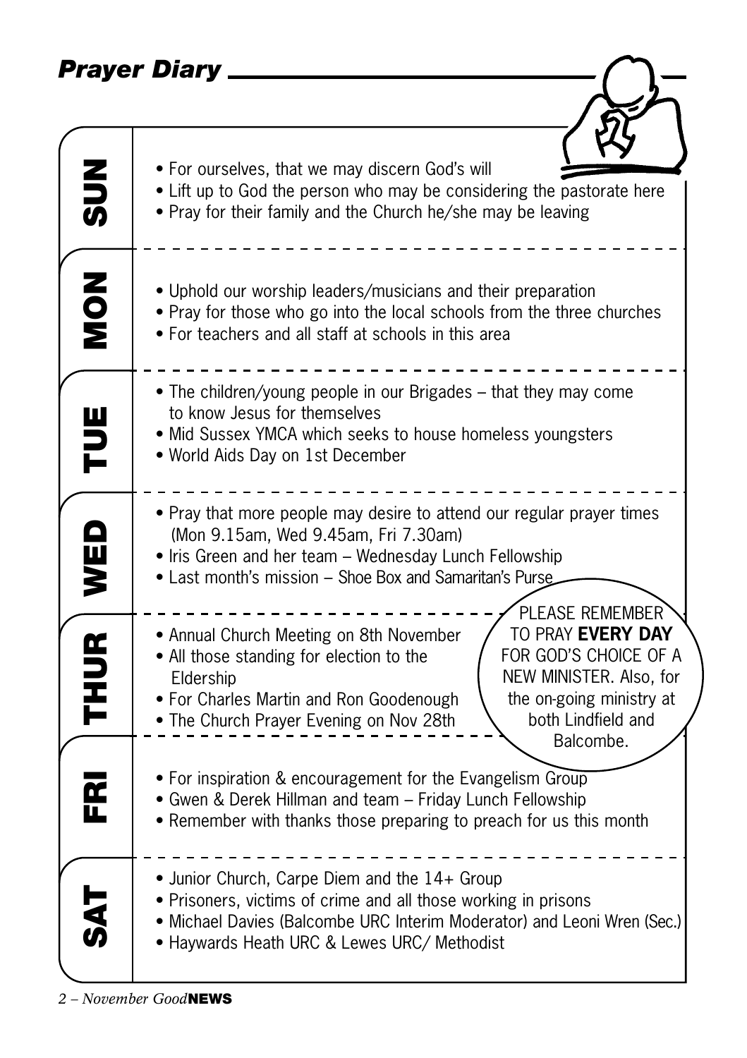## *Prayer Diary*

**SUN**

- For ourselves, that we may discern God's will
- Lift up to God the person who may be considering the pastorate here
- Pray for their family and the Church he/she may be leaving

**MON**

- Uphold our worship leaders/musicians and their preparation
- Pray for those who go into the local schools from the three churches
- For teachers and all staff at schools in this area

**TUE**

- The children/young people in our Brigades – that they may come to know Jesus for themselves
- Mid Sussex YMCA which seeks to house homeless youngsters
- World Aids Day on 1st December

**WED**

- Pray that more people may desire to attend our regular prayer times (Mon 9.15am, Wed 9.45am, Fri 7.30am)
- Iris Green and her team – Wednesday Lunch Fellowship
- Last month's mission – Shoe Box and Samaritan's Purse

**THUR**

- Annual Church Meeting on 8th November
- All those standing for election to the Eldership
- For Charles Martin and Ron Goodenough
- The Church Prayer Evening on Nov 28th

PLEASE REMEMBER TO PRAY **EVERY DAY** FOR GOD'S CHOICE OF A NEW MINISTER. Also, for the on-going ministry at both Lindfield and Balcombe.

**FRI**

- For inspiration & encouragement for the Evangelism Group
- Gwen & Derek Hillman and team – Friday Lunch Fellowship
- Remember with thanks those preparing to preach for us this month

**SAT**

- Junior Church, Carpe Diem and the 14+ Group
- Prisoners, victims of crime and all those working in prisons
- Michael Davies (Balcombe URC Interim Moderator) and Leoni Wren (Sec.)
- Haywards Heath URC & Lewes URC/ Methodist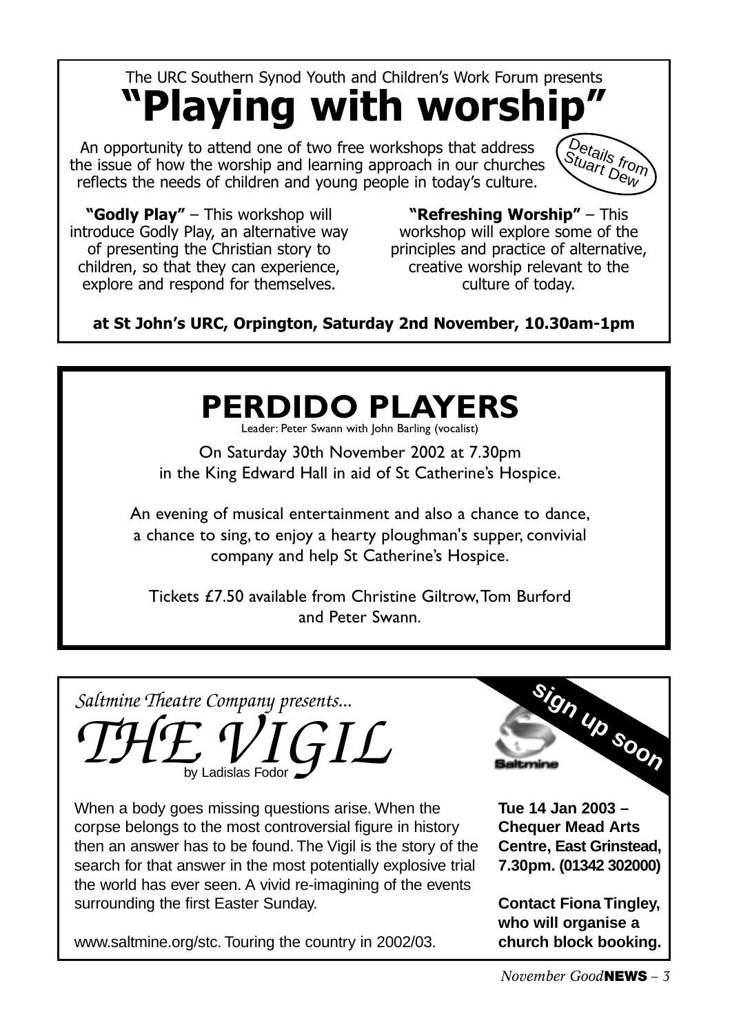The URC Southern Synod Youth and Children's Work Forum presents

# "Playing with worship"

An opportunity to attend one of two free workshops that address the issue of how the worship and learning approach in our churches reflects the needs of children and young people in today's culture.

Details from Stuart Dew

**"Godly Play"** – This workshop will introduce Godly Play, an alternative way of presenting the Christian story to children, so that they can experience, explore and respond for themselves.

**"Refreshing Worship"** – This workshop will explore some of the principles and practice of alternative, creative worship relevant to the culture of today.

**at St John's URC, Orpington, Saturday 2nd November, 10.30am-1pm**

# PERDIDO PLAYERS

Leader: Peter Swann with John Barling (vocalist)

On Saturday 30th November 2002 at 7.30pm in the King Edward Hall in aid of St Catherine's Hospice.

An evening of musical entertainment and also a chance to dance, a chance to sing, to enjoy a hearty ploughman's supper, convivial company and help St Catherine's Hospice.

Tickets £7.50 available from Christine Giltrow, Tom Burford and Peter Swann.

*Saltmine Theatre Company presents...*

# *THE VIGIL*

by Ladislas Fodor

**sign up soon**

Saltmine

When a body goes missing questions arise. When the corpse belongs to the most controversial figure in history then an answer has to be found. The Vigil is the story of the search for that answer in the most potentially explosive trial the world has ever seen. A vivid re-imagining of the events surrounding the first Easter Sunday.

www.saltmine.org/stc. Touring the country in 2002/03.

**Tue 14 Jan 2003 – Chequer Mead Arts Centre, East Grinstead, 7.30pm. (01342 302000)**

**Contact Fiona Tingley, who will organise a church block booking.**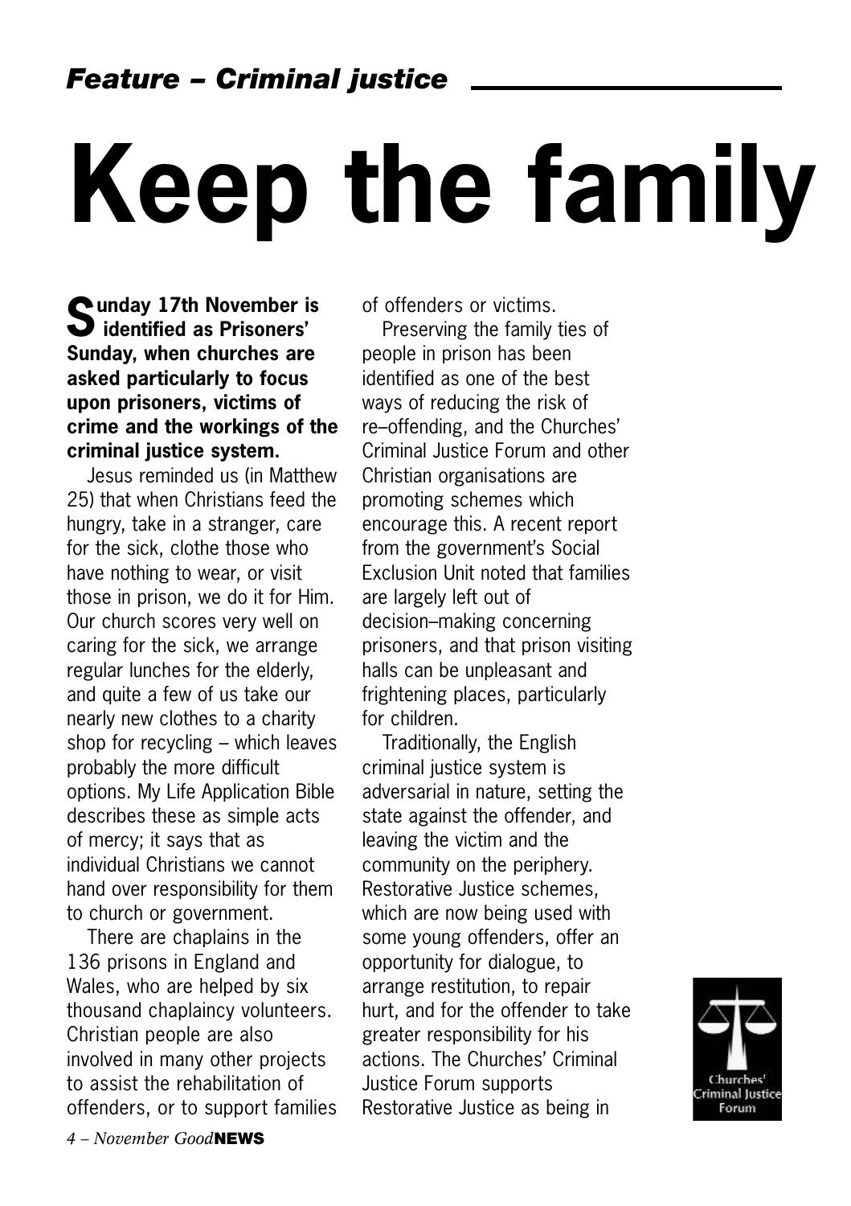*Feature – Criminal justice*

# Keep the family

**Sunday 17th November is identified as Prisoners' Sunday, when churches are asked particularly to focus upon prisoners, victims of crime and the workings of the criminal justice system.**

Jesus reminded us (in Matthew 25) that when Christians feed the hungry, take in a stranger, care for the sick, clothe those who have nothing to wear, or visit those in prison, we do it for Him. Our church scores very well on caring for the sick, we arrange regular lunches for the elderly, and quite a few of us take our nearly new clothes to a charity shop for recycling – which leaves probably the more difficult options. My Life Application Bible describes these as simple acts of mercy; it says that as individual Christians we cannot hand over responsibility for them to church or government.

There are chaplains in the 136 prisons in England and Wales, who are helped by six thousand chaplaincy volunteers. Christian people are also involved in many other projects to assist the rehabilitation of offenders, or to support families of offenders or victims.

Preserving the family ties of people in prison has been identified as one of the best ways of reducing the risk of re–offending, and the Churches' Criminal Justice Forum and other Christian organisations are promoting schemes which encourage this. A recent report from the government's Social Exclusion Unit noted that families are largely left out of decision–making concerning prisoners, and that prison visiting halls can be unpleasant and frightening places, particularly for children.

Traditionally, the English criminal justice system is adversarial in nature, setting the state against the offender, and leaving the victim and the community on the periphery. Restorative Justice schemes, which are now being used with some young offenders, offer an opportunity for dialogue, to arrange restitution, to repair hurt, and for the offender to take greater responsibility for his actions. The Churches' Criminal Justice Forum supports Restorative Justice as being in

Churches' Criminal Justice Forum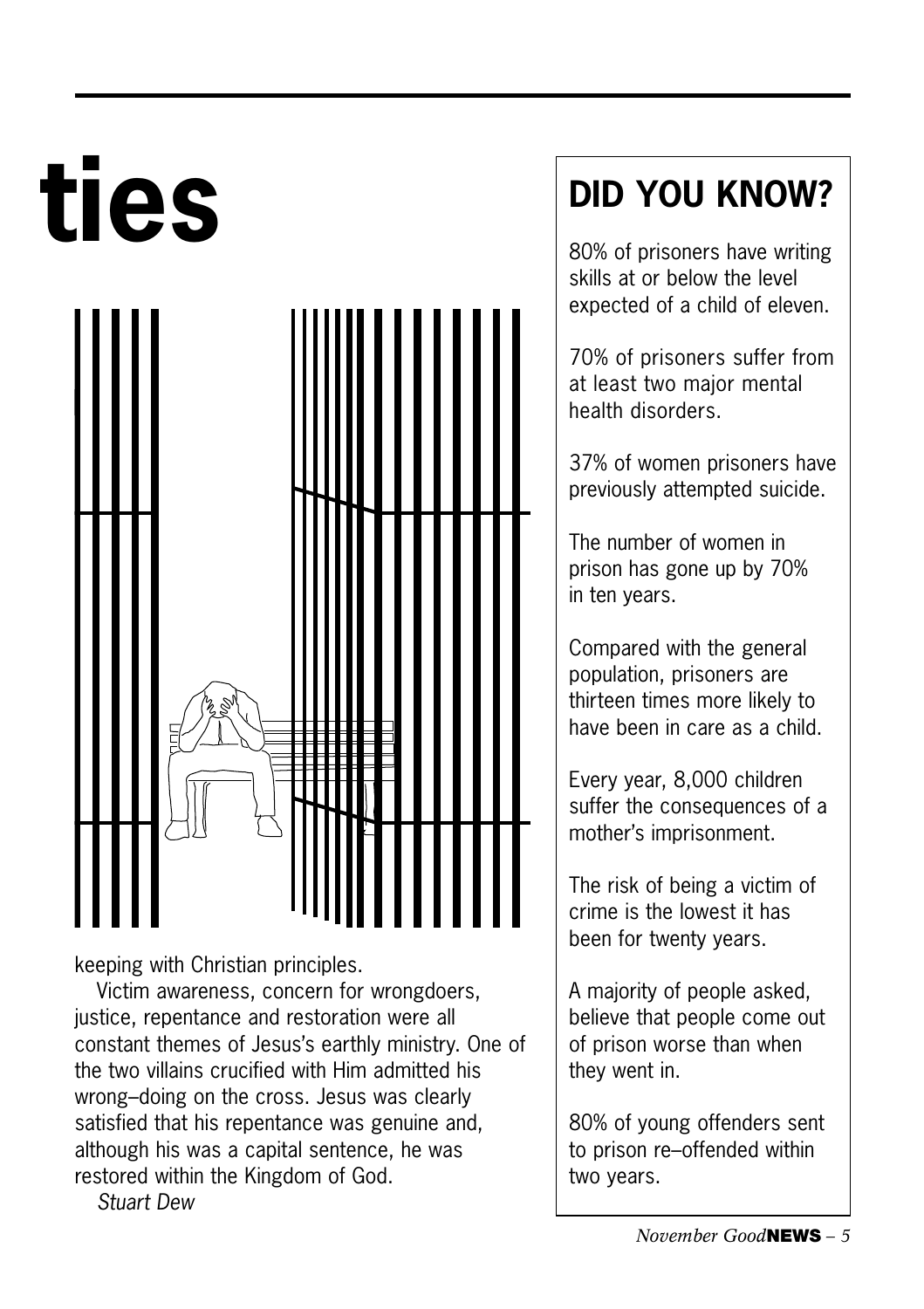# ties

keeping with Christian principles.

Victim awareness, concern for wrongdoers, justice, repentance and restoration were all constant themes of Jesus's earthly ministry. One of the two villains crucified with Him admitted his wrong–doing on the cross. Jesus was clearly satisfied that his repentance was genuine and, although his was a capital sentence, he was restored within the Kingdom of God.

*Stuart Dew*

## DID YOU KNOW?

80% of prisoners have writing skills at or below the level expected of a child of eleven.

70% of prisoners suffer from at least two major mental health disorders.

37% of women prisoners have previously attempted suicide.

The number of women in prison has gone up by 70% in ten years.

Compared with the general population, prisoners are thirteen times more likely to have been in care as a child.

Every year, 8,000 children suffer the consequences of a mother's imprisonment.

The risk of being a victim of crime is the lowest it has been for twenty years.

A majority of people asked, believe that people come out of prison worse than when they went in.

80% of young offenders sent to prison re–offended within two years.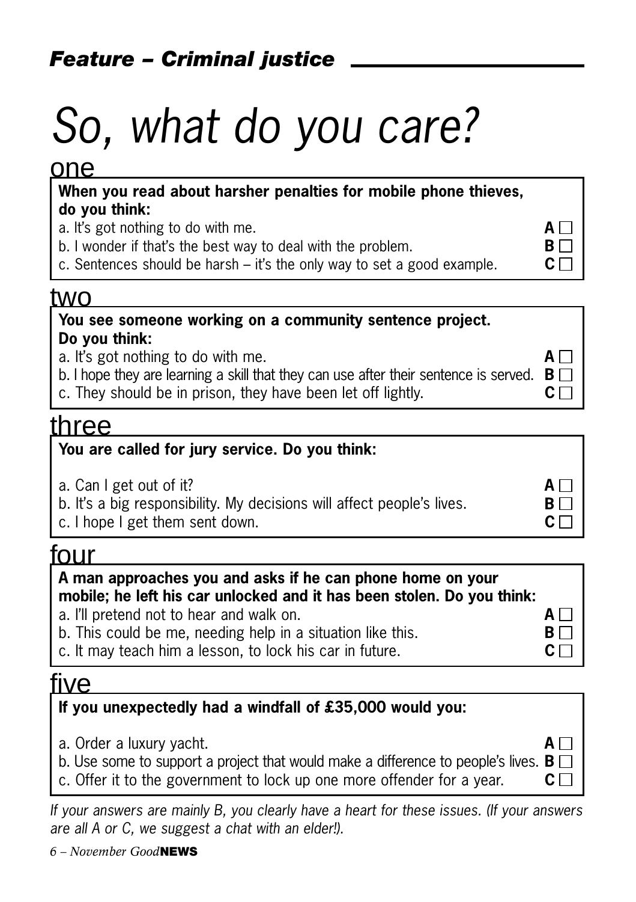*Feature – Criminal justice*

# *So, what do you care?*

## one

**When you read about harsher penalties for mobile phone thieves, do you think:**

a. It's got nothing to do with me. **A** ☐
b. I wonder if that's the best way to deal with the problem. **B** ☐
c. Sentences should be harsh – it's the only way to set a good example. **C** ☐

## two

**You see someone working on a community sentence project. Do you think:**

a. It's got nothing to do with me. **A** ☐
b. I hope they are learning a skill that they can use after their sentence is served. **B** ☐
c. They should be in prison, they have been let off lightly. **C** ☐

## three

**You are called for jury service. Do you think:**

a. Can I get out of it? **A** ☐
b. It's a big responsibility. My decisions will affect people's lives. **B** ☐
c. I hope I get them sent down. **C** ☐

## four

**A man approaches you and asks if he can phone home on your mobile; he left his car unlocked and it has been stolen. Do you think:**

a. I'll pretend not to hear and walk on. **A** ☐
b. This could be me, needing help in a situation like this. **B** ☐
c. It may teach him a lesson, to lock his car in future. **C** ☐

## five

**If you unexpectedly had a windfall of £35,000 would you:**

a. Order a luxury yacht. **A** ☐
b. Use some to support a project that would make a difference to people's lives. **B** ☐
c. Offer it to the government to lock up one more offender for a year. **C** ☐

*If your answers are mainly B, you clearly have a heart for these issues. (If your answers are all A or C, we suggest a chat with an elder!).*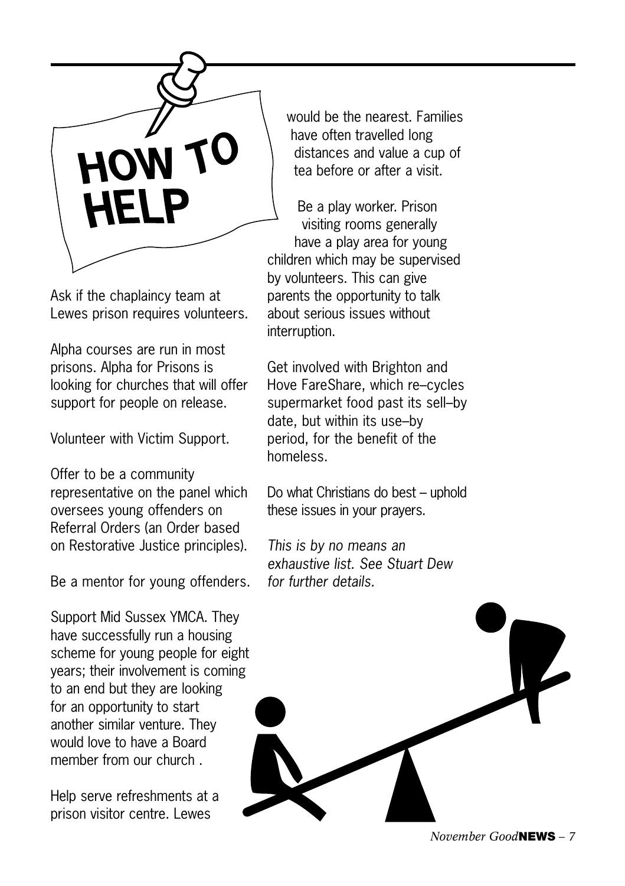# HOW TO HELP

Ask if the chaplaincy team at Lewes prison requires volunteers.

Alpha courses are run in most prisons. Alpha for Prisons is looking for churches that will offer support for people on release.

Volunteer with Victim Support.

Offer to be a community representative on the panel which oversees young offenders on Referral Orders (an Order based on Restorative Justice principles).

Be a mentor for young offenders.

Support Mid Sussex YMCA. They have successfully run a housing scheme for young people for eight years; their involvement is coming to an end but they are looking for an opportunity to start another similar venture. They would love to have a Board member from our church .

Help serve refreshments at a prison visitor centre. Lewes would be the nearest. Families have often travelled long distances and value a cup of tea before or after a visit.

Be a play worker. Prison visiting rooms generally have a play area for young children which may be supervised by volunteers. This can give parents the opportunity to talk about serious issues without interruption.

Get involved with Brighton and Hove FareShare, which re–cycles supermarket food past its sell–by date, but within its use–by period, for the benefit of the homeless.

Do what Christians do best – uphold these issues in your prayers.

*This is by no means an exhaustive list. See Stuart Dew for further details.*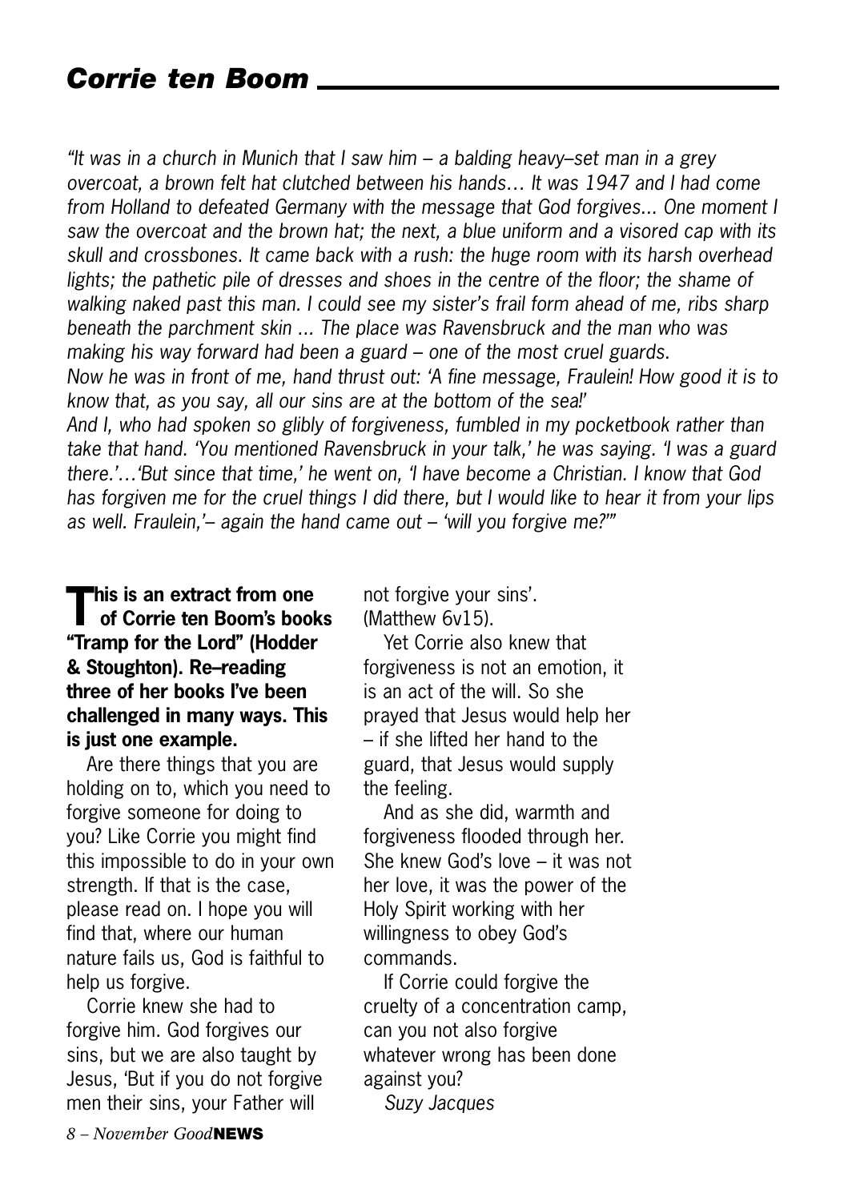# *Corrie ten Boom*

*"It was in a church in Munich that I saw him – a balding heavy–set man in a grey overcoat, a brown felt hat clutched between his hands… It was 1947 and I had come from Holland to defeated Germany with the message that God forgives... One moment I saw the overcoat and the brown hat; the next, a blue uniform and a visored cap with its skull and crossbones. It came back with a rush: the huge room with its harsh overhead lights; the pathetic pile of dresses and shoes in the centre of the floor; the shame of walking naked past this man. I could see my sister's frail form ahead of me, ribs sharp beneath the parchment skin ... The place was Ravensbruck and the man who was making his way forward had been a guard – one of the most cruel guards.*
*Now he was in front of me, hand thrust out: 'A fine message, Fraulein! How good it is to know that, as you say, all our sins are at the bottom of the sea!'*
*And I, who had spoken so glibly of forgiveness, fumbled in my pocketbook rather than take that hand. 'You mentioned Ravensbruck in your talk,' he was saying. 'I was a guard there.'…'But since that time,' he went on, 'I have become a Christian. I know that God has forgiven me for the cruel things I did there, but I would like to hear it from your lips as well. Fraulein,'– again the hand came out – 'will you forgive me?'"*

**This is an extract from one of Corrie ten Boom's books "Tramp for the Lord" (Hodder & Stoughton). Re–reading three of her books I've been challenged in many ways. This is just one example.**

Are there things that you are holding on to, which you need to forgive someone for doing to you? Like Corrie you might find this impossible to do in your own strength. If that is the case, please read on. I hope you will find that, where our human nature fails us, God is faithful to help us forgive.

Corrie knew she had to forgive him. God forgives our sins, but we are also taught by Jesus, 'But if you do not forgive men their sins, your Father will not forgive your sins'. (Matthew 6v15).

Yet Corrie also knew that forgiveness is not an emotion, it is an act of the will. So she prayed that Jesus would help her – if she lifted her hand to the guard, that Jesus would supply the feeling.

And as she did, warmth and forgiveness flooded through her. She knew God's love – it was not her love, it was the power of the Holy Spirit working with her willingness to obey God's commands.

If Corrie could forgive the cruelty of a concentration camp, can you not also forgive whatever wrong has been done against you?

*Suzy Jacques*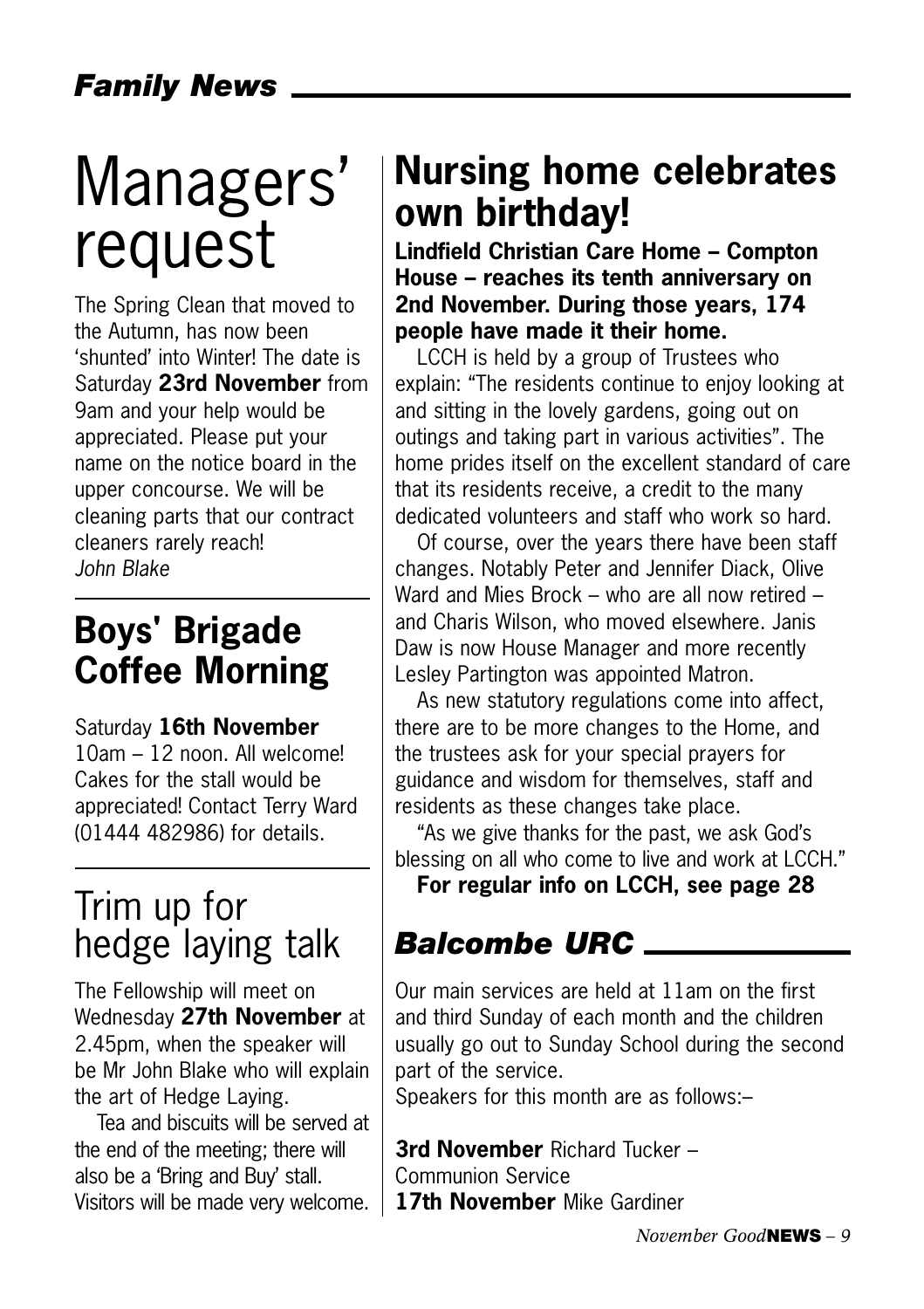## *Family News*

# Managers' request

The Spring Clean that moved to the Autumn, has now been 'shunted' into Winter! The date is Saturday **23rd November** from 9am and your help would be appreciated. Please put your name on the notice board in the upper concourse. We will be cleaning parts that our contract cleaners rarely reach!
*John Blake*

## Boys' Brigade Coffee Morning

Saturday **16th November**
10am – 12 noon. All welcome! Cakes for the stall would be appreciated! Contact Terry Ward (01444 482986) for details.

# Trim up for hedge laying talk

The Fellowship will meet on Wednesday **27th November** at 2.45pm, when the speaker will be Mr John Blake who will explain the art of Hedge Laying.

Tea and biscuits will be served at the end of the meeting; there will also be a 'Bring and Buy' stall. Visitors will be made very welcome.

## Nursing home celebrates own birthday!

**Lindfield Christian Care Home – Compton House – reaches its tenth anniversary on 2nd November. During those years, 174 people have made it their home.**

LCCH is held by a group of Trustees who explain: "The residents continue to enjoy looking at and sitting in the lovely gardens, going out on outings and taking part in various activities". The home prides itself on the excellent standard of care that its residents receive, a credit to the many dedicated volunteers and staff who work so hard.

Of course, over the years there have been staff changes. Notably Peter and Jennifer Diack, Olive Ward and Mies Brock – who are all now retired – and Charis Wilson, who moved elsewhere. Janis Daw is now House Manager and more recently Lesley Partington was appointed Matron.

As new statutory regulations come into affect, there are to be more changes to the Home, and the trustees ask for your special prayers for guidance and wisdom for themselves, staff and residents as these changes take place.

"As we give thanks for the past, we ask God's blessing on all who come to live and work at LCCH."

**For regular info on LCCH, see page 28**

## *Balcombe URC*

Our main services are held at 11am on the first and third Sunday of each month and the children usually go out to Sunday School during the second part of the service.
Speakers for this month are as follows:–

**3rd November** Richard Tucker – Communion Service
**17th November** Mike Gardiner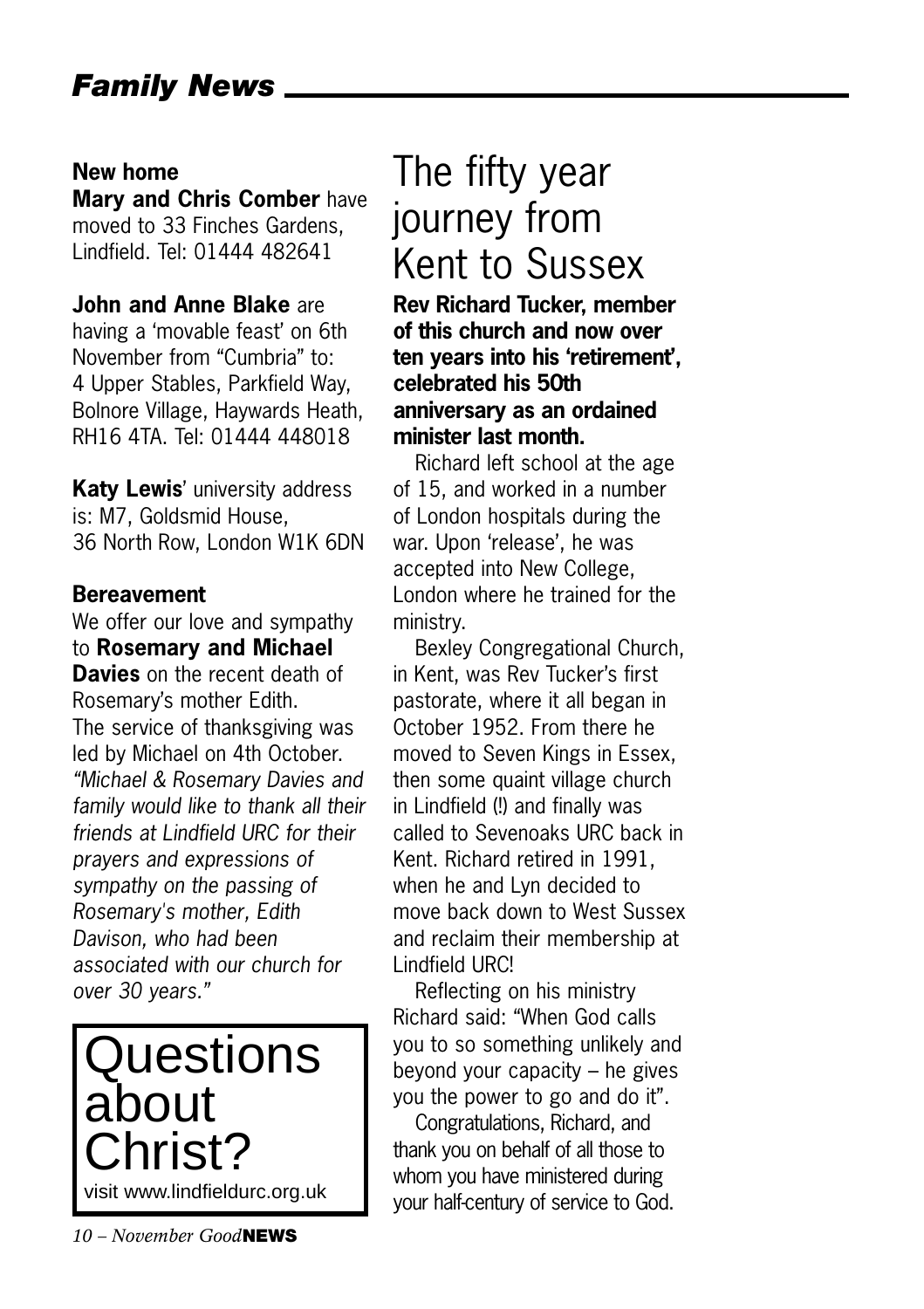## Family News

**New home**

**Mary and Chris Comber** have moved to 33 Finches Gardens, Lindfield. Tel: 01444 482641

**John and Anne Blake** are having a 'movable feast' on 6th November from "Cumbria" to: 4 Upper Stables, Parkfield Way, Bolnore Village, Haywards Heath, RH16 4TA. Tel: 01444 448018

**Katy Lewis**' university address is: M7, Goldsmid House, 36 North Row, London W1K 6DN

**Bereavement**

We offer our love and sympathy to **Rosemary and Michael Davies** on the recent death of Rosemary's mother Edith. The service of thanksgiving was led by Michael on 4th October. *"Michael & Rosemary Davies and family would like to thank all their friends at Lindfield URC for their prayers and expressions of sympathy on the passing of Rosemary's mother, Edith Davison, who had been associated with our church for over 30 years."*

**Questions about Christ?**

visit www.lindfieldurc.org.uk

# The fifty year journey from Kent to Sussex

**Rev Richard Tucker, member of this church and now over ten years into his 'retirement', celebrated his 50th anniversary as an ordained minister last month.**

Richard left school at the age of 15, and worked in a number of London hospitals during the war. Upon 'release', he was accepted into New College, London where he trained for the ministry.

Bexley Congregational Church, in Kent, was Rev Tucker's first pastorate, where it all began in October 1952. From there he moved to Seven Kings in Essex, then some quaint village church in Lindfield (!) and finally was called to Sevenoaks URC back in Kent. Richard retired in 1991, when he and Lyn decided to move back down to West Sussex and reclaim their membership at Lindfield URC!

Reflecting on his ministry Richard said: "When God calls you to so something unlikely and beyond your capacity – he gives you the power to go and do it".

Congratulations, Richard, and thank you on behalf of all those to whom you have ministered during your half-century of service to God.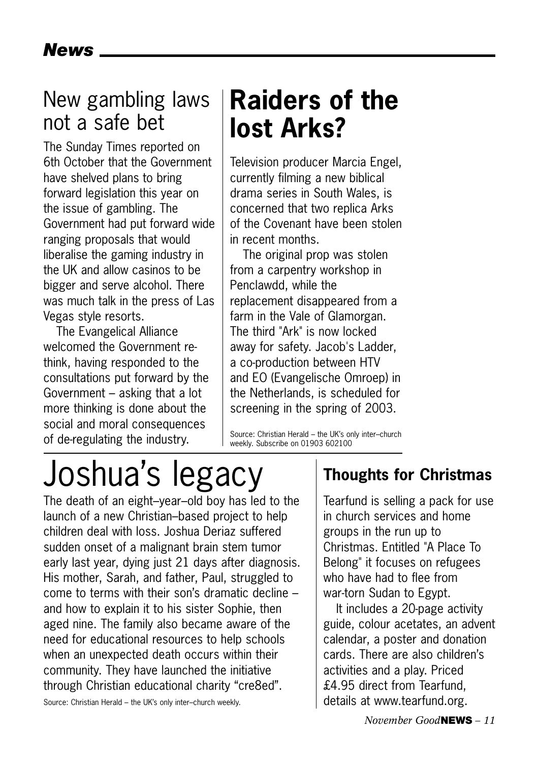## New gambling laws not a safe bet

The Sunday Times reported on 6th October that the Government have shelved plans to bring forward legislation this year on the issue of gambling. The Government had put forward wide ranging proposals that would liberalise the gaming industry in the UK and allow casinos to be bigger and serve alcohol. There was much talk in the press of Las Vegas style resorts.

The Evangelical Alliance welcomed the Government re-think, having responded to the consultations put forward by the Government – asking that a lot more thinking is done about the social and moral consequences of de-regulating the industry.

## Raiders of the lost Arks?

Television producer Marcia Engel, currently filming a new biblical drama series in South Wales, is concerned that two replica Arks of the Covenant have been stolen in recent months.

The original prop was stolen from a carpentry workshop in Penclawdd, while the replacement disappeared from a farm in the Vale of Glamorgan. The third "Ark" is now locked away for safety. Jacob's Ladder, a co-production between HTV and EO (Evangelische Omroep) in the Netherlands, is scheduled for screening in the spring of 2003.

Source: Christian Herald – the UK's only inter–church weekly. Subscribe on 01903 602100

# Joshua's legacy

The death of an eight–year–old boy has led to the launch of a new Christian–based project to help children deal with loss. Joshua Deriaz suffered sudden onset of a malignant brain stem tumor early last year, dying just 21 days after diagnosis. His mother, Sarah, and father, Paul, struggled to come to terms with their son's dramatic decline – and how to explain it to his sister Sophie, then aged nine. The family also became aware of the need for educational resources to help schools when an unexpected death occurs within their community. They have launched the initiative through Christian educational charity "cre8ed".

Source: Christian Herald – the UK's only inter–church weekly.

### Thoughts for Christmas

Tearfund is selling a pack for use in church services and home groups in the run up to Christmas. Entitled "A Place To Belong" it focuses on refugees who have had to flee from war-torn Sudan to Egypt.

It includes a 20-page activity guide, colour acetates, an advent calendar, a poster and donation cards. There are also children's activities and a play. Priced £4.95 direct from Tearfund, details at www.tearfund.org.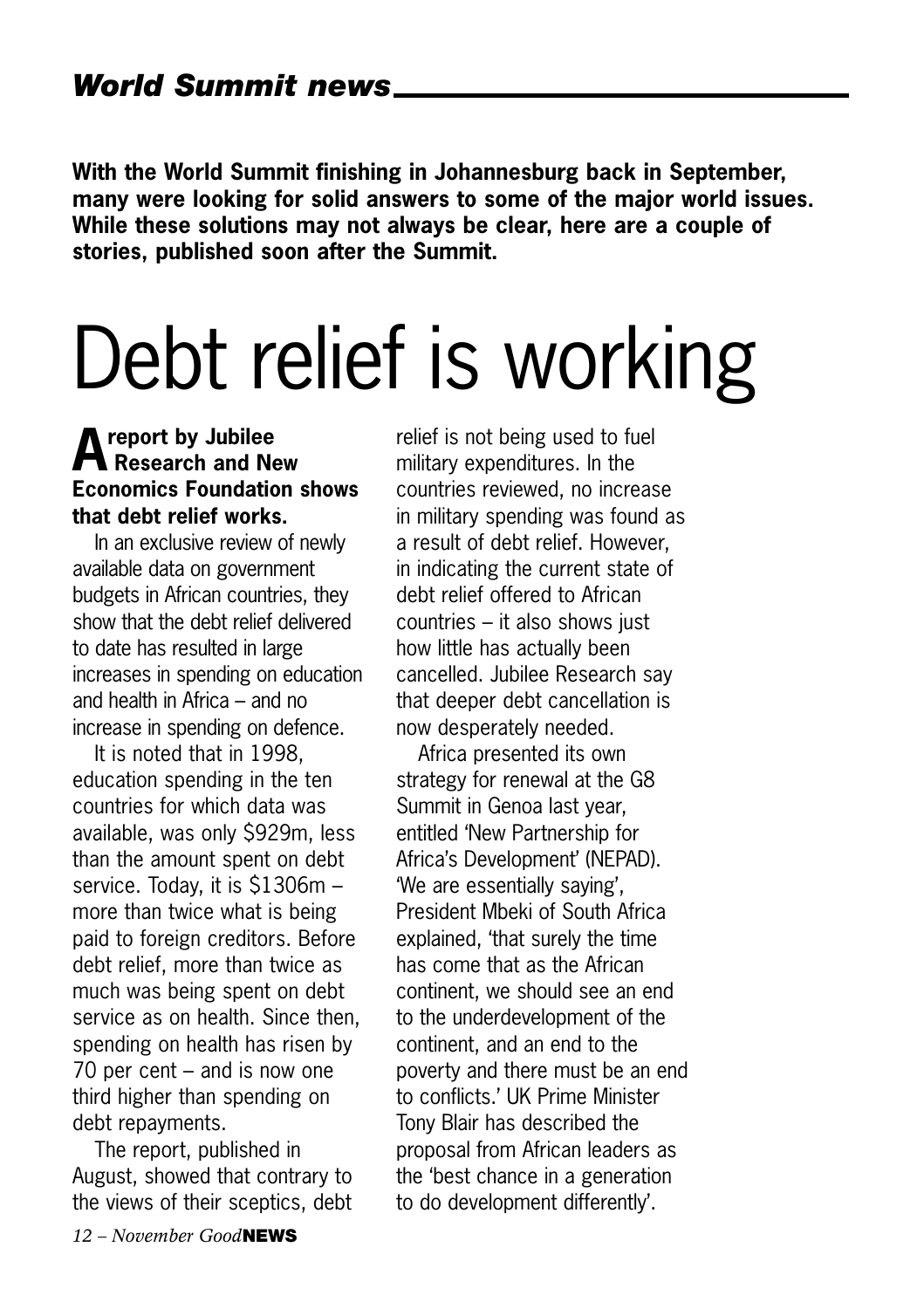## *World Summit news*

**With the World Summit finishing in Johannesburg back in September, many were looking for solid answers to some of the major world issues. While these solutions may not always be clear, here are a couple of stories, published soon after the Summit.**

# Debt relief is working

**A report by Jubilee Research and New Economics Foundation shows that debt relief works.**

In an exclusive review of newly available data on government budgets in African countries, they show that the debt relief delivered to date has resulted in large increases in spending on education and health in Africa – and no increase in spending on defence.

It is noted that in 1998, education spending in the ten countries for which data was available, was only $929m, less than the amount spent on debt service. Today, it is $1306m – more than twice what is being paid to foreign creditors. Before debt relief, more than twice as much was being spent on debt service as on health. Since then, spending on health has risen by 70 per cent – and is now one third higher than spending on debt repayments.

The report, published in August, showed that contrary to the views of their sceptics, debt relief is not being used to fuel military expenditures. In the countries reviewed, no increase in military spending was found as a result of debt relief. However, in indicating the current state of debt relief offered to African countries – it also shows just how little has actually been cancelled. Jubilee Research say that deeper debt cancellation is now desperately needed.

Africa presented its own strategy for renewal at the G8 Summit in Genoa last year, entitled 'New Partnership for Africa's Development' (NEPAD). 'We are essentially saying', President Mbeki of South Africa explained, 'that surely the time has come that as the African continent, we should see an end to the underdevelopment of the continent, and an end to the poverty and there must be an end to conflicts.' UK Prime Minister Tony Blair has described the proposal from African leaders as the 'best chance in a generation to do development differently'.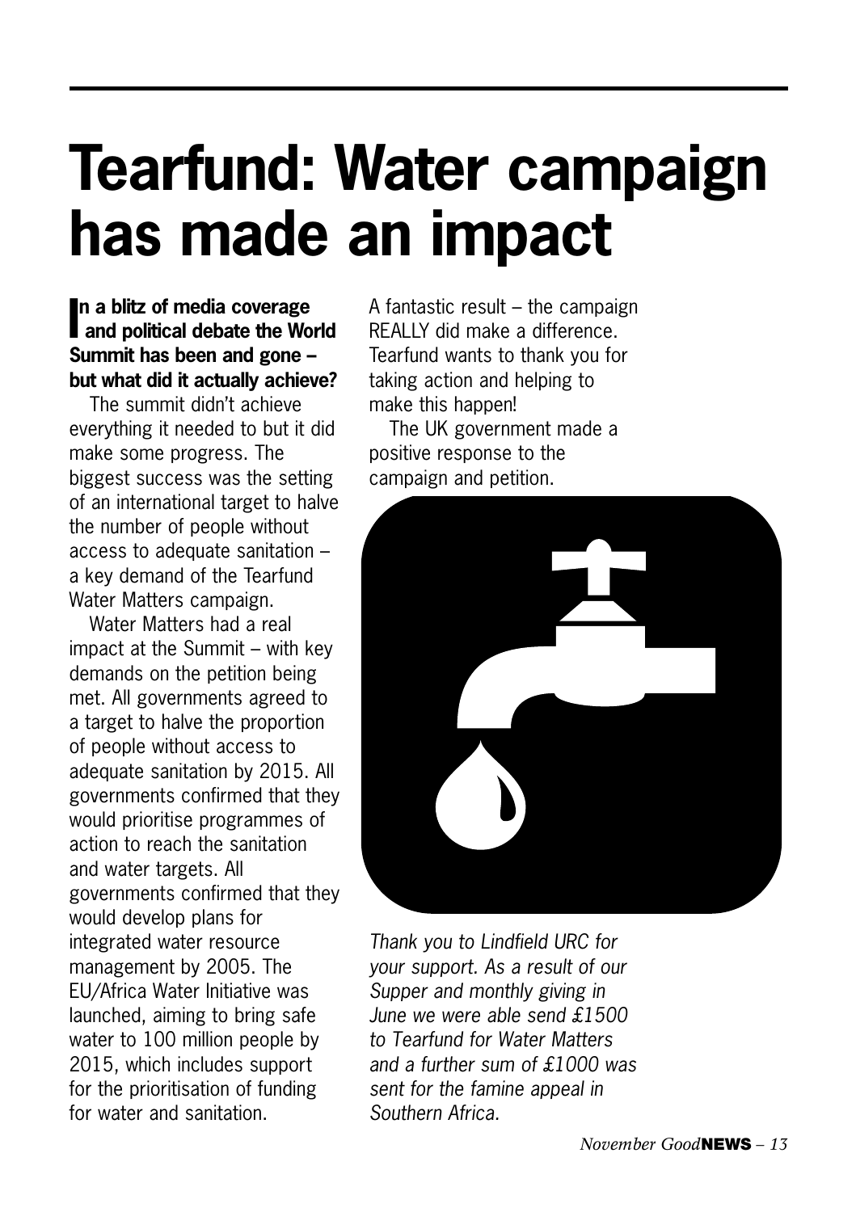# Tearfund: Water campaign has made an impact

**In a blitz of media coverage and political debate the World Summit has been and gone – but what did it actually achieve?**

The summit didn't achieve everything it needed to but it did make some progress. The biggest success was the setting of an international target to halve the number of people without access to adequate sanitation – a key demand of the Tearfund Water Matters campaign.

Water Matters had a real impact at the Summit – with key demands on the petition being met. All governments agreed to a target to halve the proportion of people without access to adequate sanitation by 2015. All governments confirmed that they would prioritise programmes of action to reach the sanitation and water targets. All governments confirmed that they would develop plans for integrated water resource management by 2005. The EU/Africa Water Initiative was launched, aiming to bring safe water to 100 million people by 2015, which includes support for the prioritisation of funding for water and sanitation.

A fantastic result – the campaign REALLY did make a difference. Tearfund wants to thank you for taking action and helping to make this happen!

The UK government made a positive response to the campaign and petition.

*Thank you to Lindfield URC for your support. As a result of our Supper and monthly giving in June we were able send £1500 to Tearfund for Water Matters and a further sum of £1000 was sent for the famine appeal in Southern Africa.*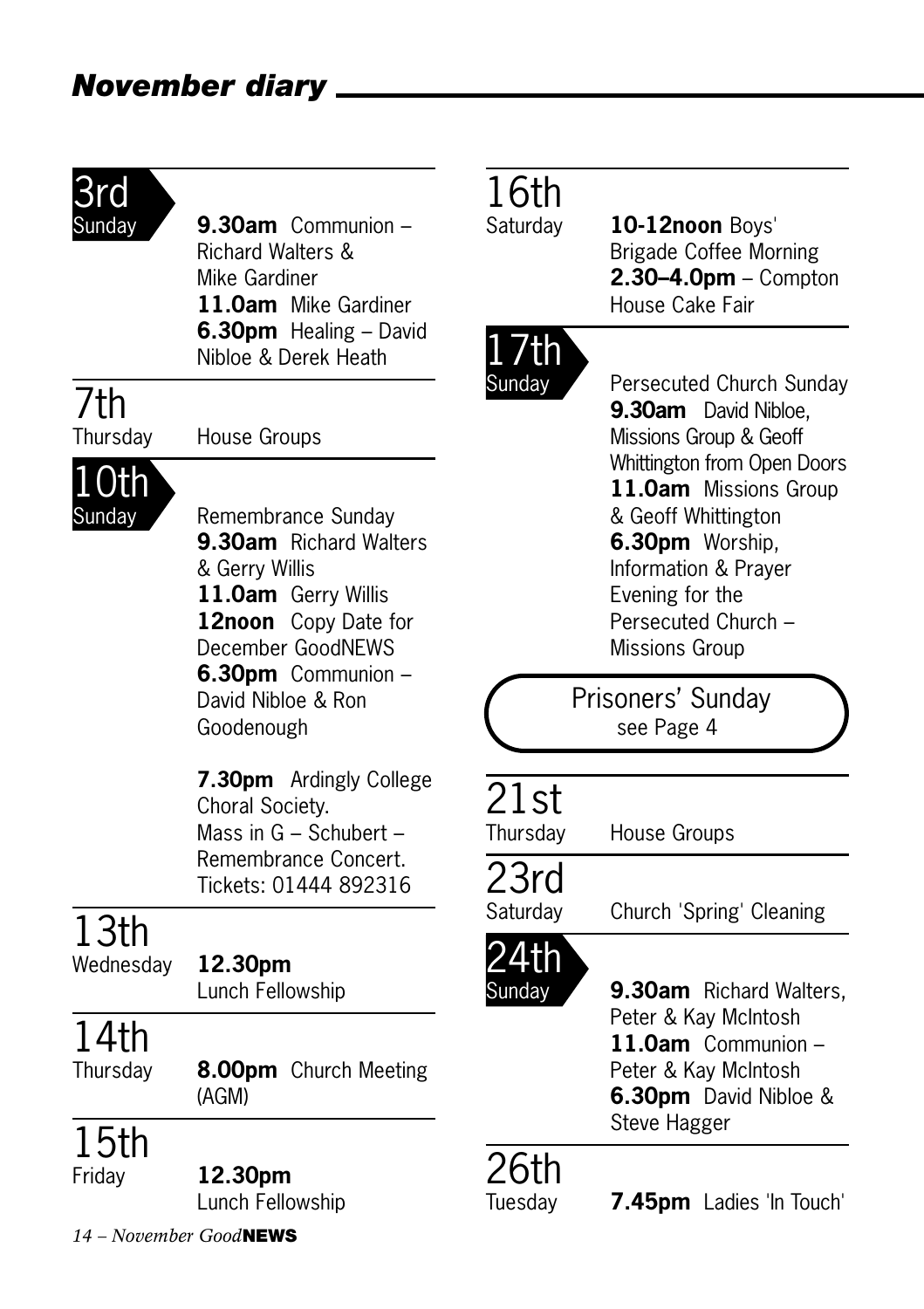# November diary

**3rd** Sunday

**9.30am** Communion – Richard Walters & Mike Gardiner
**11.0am** Mike Gardiner
**6.30pm** Healing – David Nibloe & Derek Heath

**7th** Thursday

House Groups

**10th** Sunday

Remembrance Sunday
**9.30am** Richard Walters & Gerry Willis
**11.0am** Gerry Willis
**12noon** Copy Date for December GoodNEWS
**6.30pm** Communion – David Nibloe & Ron Goodenough

**7.30pm** Ardingly College Choral Society.
Mass in G – Schubert – Remembrance Concert.
Tickets: 01444 892316

**13th** Wednesday

**12.30pm** Lunch Fellowship

**14th** Thursday

**8.00pm** Church Meeting (AGM)

**15th** Friday

**12.30pm** Lunch Fellowship

**16th** Saturday

**10-12noon** Boys' Brigade Coffee Morning
**2.30–4.0pm** – Compton House Cake Fair

**17th** Sunday

Persecuted Church Sunday
**9.30am** David Nibloe, Missions Group & Geoff Whittington from Open Doors
**11.0am** Missions Group & Geoff Whittington
**6.30pm** Worship, Information & Prayer Evening for the Persecuted Church – Missions Group

Prisoners' Sunday
see Page 4

**21st** Thursday

House Groups

**23rd** Saturday

Church 'Spring' Cleaning

**24th** Sunday

**9.30am** Richard Walters, Peter & Kay McIntosh
**11.0am** Communion – Peter & Kay McIntosh
**6.30pm** David Nibloe & Steve Hagger

**26th** Tuesday

**7.45pm** Ladies 'In Touch'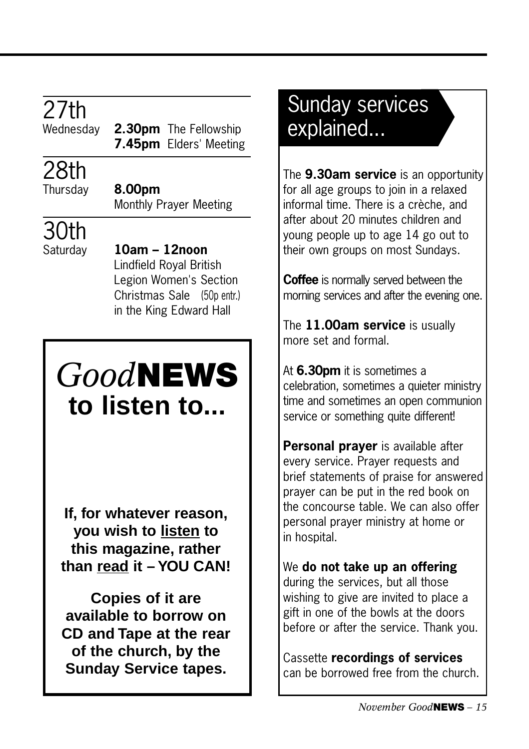## 27th
Wednesday

**2.30pm** The Fellowship
**7.45pm** Elders' Meeting

## 28th
Thursday

**8.00pm**
Monthly Prayer Meeting

## 30th
Saturday

**10am – 12noon**
Lindfield Royal British Legion Women's Section Christmas Sale (50p entr.) in the King Edward Hall

## *Good*NEWS to listen to...

**If, for whatever reason, you wish to listen to this magazine, rather than read it – YOU CAN!**

**Copies of it are available to borrow on CD and Tape at the rear of the church, by the Sunday Service tapes.**

## Sunday services explained...

The **9.30am service** is an opportunity for all age groups to join in a relaxed informal time. There is a crèche, and after about 20 minutes children and young people up to age 14 go out to their own groups on most Sundays.

**Coffee** is normally served between the morning services and after the evening one.

The **11.00am service** is usually more set and formal.

At **6.30pm** it is sometimes a celebration, sometimes a quieter ministry time and sometimes an open communion service or something quite different!

**Personal prayer** is available after every service. Prayer requests and brief statements of praise for answered prayer can be put in the red book on the concourse table. We can also offer personal prayer ministry at home or in hospital.

We **do not take up an offering** during the services, but all those wishing to give are invited to place a gift in one of the bowls at the doors before or after the service. Thank you.

Cassette **recordings of services** can be borrowed free from the church.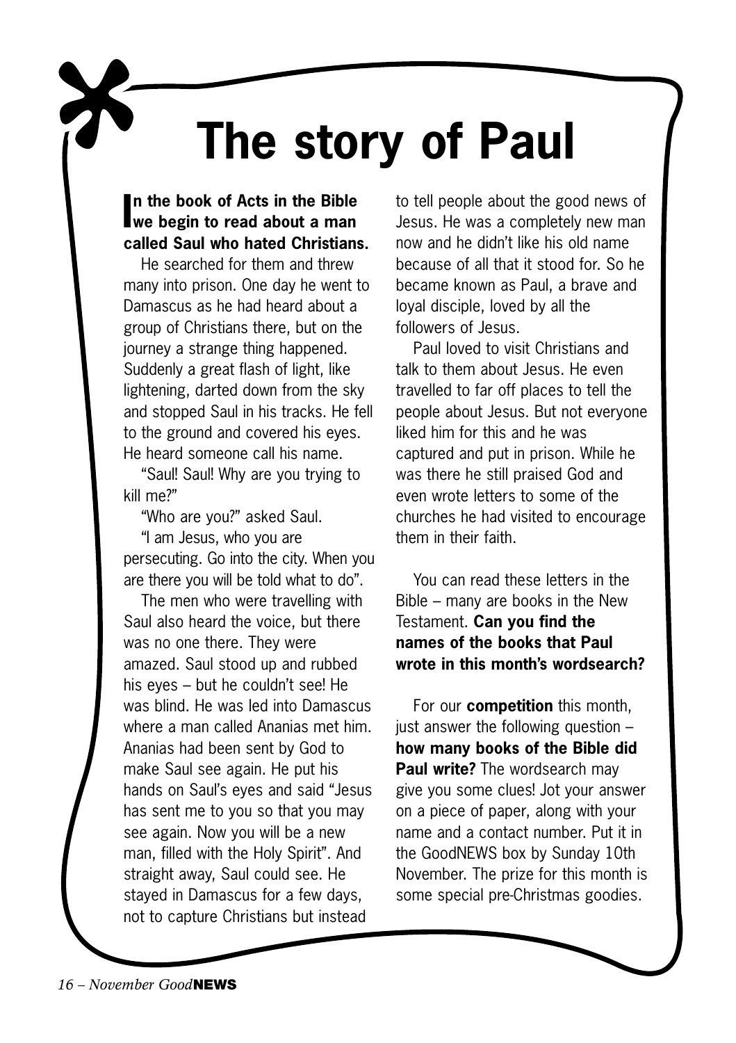# The story of Paul

**In the book of Acts in the Bible we begin to read about a man called Saul who hated Christians.**

He searched for them and threw many into prison. One day he went to Damascus as he had heard about a group of Christians there, but on the journey a strange thing happened. Suddenly a great flash of light, like lightening, darted down from the sky and stopped Saul in his tracks. He fell to the ground and covered his eyes. He heard someone call his name.

"Saul! Saul! Why are you trying to kill me?"

"Who are you?" asked Saul.

"I am Jesus, who you are persecuting. Go into the city. When you are there you will be told what to do".

The men who were travelling with Saul also heard the voice, but there was no one there. They were amazed. Saul stood up and rubbed his eyes – but he couldn't see! He was blind. He was led into Damascus where a man called Ananias met him. Ananias had been sent by God to make Saul see again. He put his hands on Saul's eyes and said "Jesus has sent me to you so that you may see again. Now you will be a new man, filled with the Holy Spirit". And straight away, Saul could see. He stayed in Damascus for a few days, not to capture Christians but instead to tell people about the good news of Jesus. He was a completely new man now and he didn't like his old name because of all that it stood for. So he became known as Paul, a brave and loyal disciple, loved by all the followers of Jesus.

Paul loved to visit Christians and talk to them about Jesus. He even travelled to far off places to tell the people about Jesus. But not everyone liked him for this and he was captured and put in prison. While he was there he still praised God and even wrote letters to some of the churches he had visited to encourage them in their faith.

You can read these letters in the Bible – many are books in the New Testament. **Can you find the names of the books that Paul wrote in this month's wordsearch?**

For our **competition** this month, just answer the following question – **how many books of the Bible did Paul write?** The wordsearch may give you some clues! Jot your answer on a piece of paper, along with your name and a contact number. Put it in the GoodNEWS box by Sunday 10th November. The prize for this month is some special pre-Christmas goodies.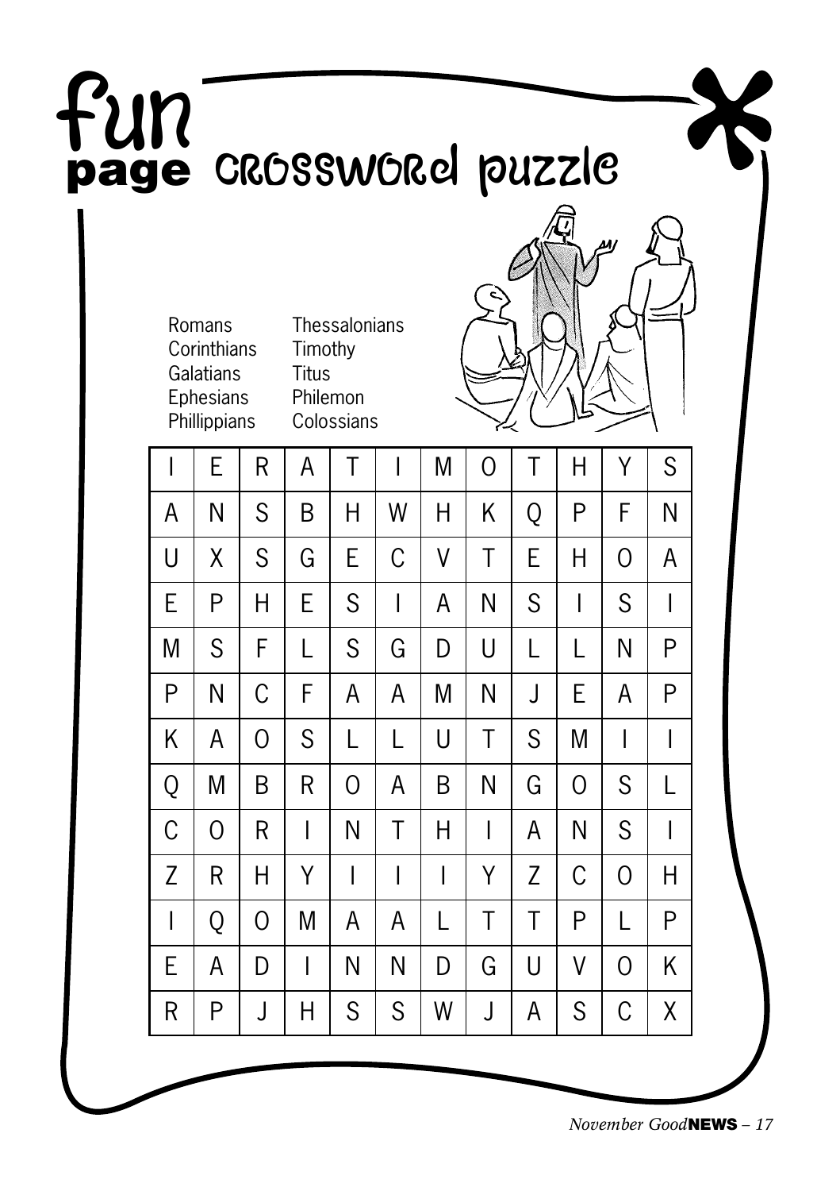# fun page CROSSWORD PUZZLE

Romans
Corinthians
Galatians
Ephesians
Phillippians
Thessalonians
Timothy
Titus
Philemon
Colossians

| | | | | | | | | | | | |
|---|---|---|---|---|---|---|---|---|---|---|---|
| I | E | R | A | T | I | M | O | T | H | Y | S |
| A | N | S | B | H | W | H | K | Q | P | F | N |
| U | X | S | G | E | C | V | T | E | H | O | A |
| E | P | H | E | S | I | A | N | S | I | S | I |
| M | S | F | L | S | G | D | U | L | L | N | P |
| P | N | C | F | A | A | M | N | J | E | A | P |
| K | A | O | S | L | L | U | T | S | M | I | I |
| Q | M | B | R | O | A | B | N | G | O | S | L |
| C | O | R | I | N | T | H | I | A | N | S | I |
| Z | R | H | Y | I | I | I | Y | Z | C | O | H |
| I | Q | O | M | A | A | L | T | T | P | L | P |
| E | A | D | I | N | N | D | G | U | V | O | K |
| R | P | J | H | S | S | W | J | A | S | C | X |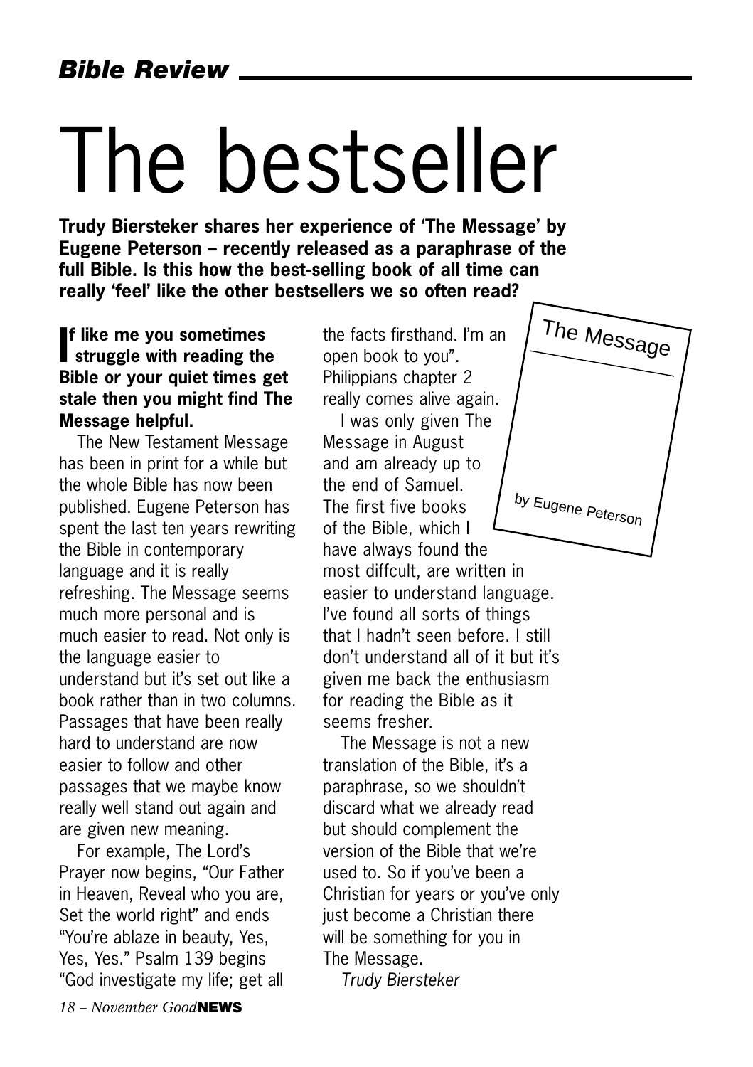*Bible Review*

# The bestseller

**Trudy Biersteker shares her experience of 'The Message' by Eugene Peterson – recently released as a paraphrase of the full Bible. Is this how the best-selling book of all time can really 'feel' like the other bestsellers we so often read?**

The Message

by Eugene Peterson

**If like me you sometimes struggle with reading the Bible or your quiet times get stale then you might find The Message helpful.**

The New Testament Message has been in print for a while but the whole Bible has now been published. Eugene Peterson has spent the last ten years rewriting the Bible in contemporary language and it is really refreshing. The Message seems much more personal and is much easier to read. Not only is the language easier to understand but it's set out like a book rather than in two columns. Passages that have been really hard to understand are now easier to follow and other passages that we maybe know really well stand out again and are given new meaning.

For example, The Lord's Prayer now begins, "Our Father in Heaven, Reveal who you are, Set the world right" and ends "You're ablaze in beauty, Yes, Yes, Yes." Psalm 139 begins "God investigate my life; get all the facts firsthand. I'm an open book to you". Philippians chapter 2 really comes alive again.

I was only given The Message in August and am already up to the end of Samuel. The first five books of the Bible, which I have always found the most diffcult, are written in easier to understand language. I've found all sorts of things that I hadn't seen before. I still don't understand all of it but it's given me back the enthusiasm for reading the Bible as it seems fresher.

The Message is not a new translation of the Bible, it's a paraphrase, so we shouldn't discard what we already read but should complement the version of the Bible that we're used to. So if you've been a Christian for years or you've only just become a Christian there will be something for you in The Message.

*Trudy Biersteker*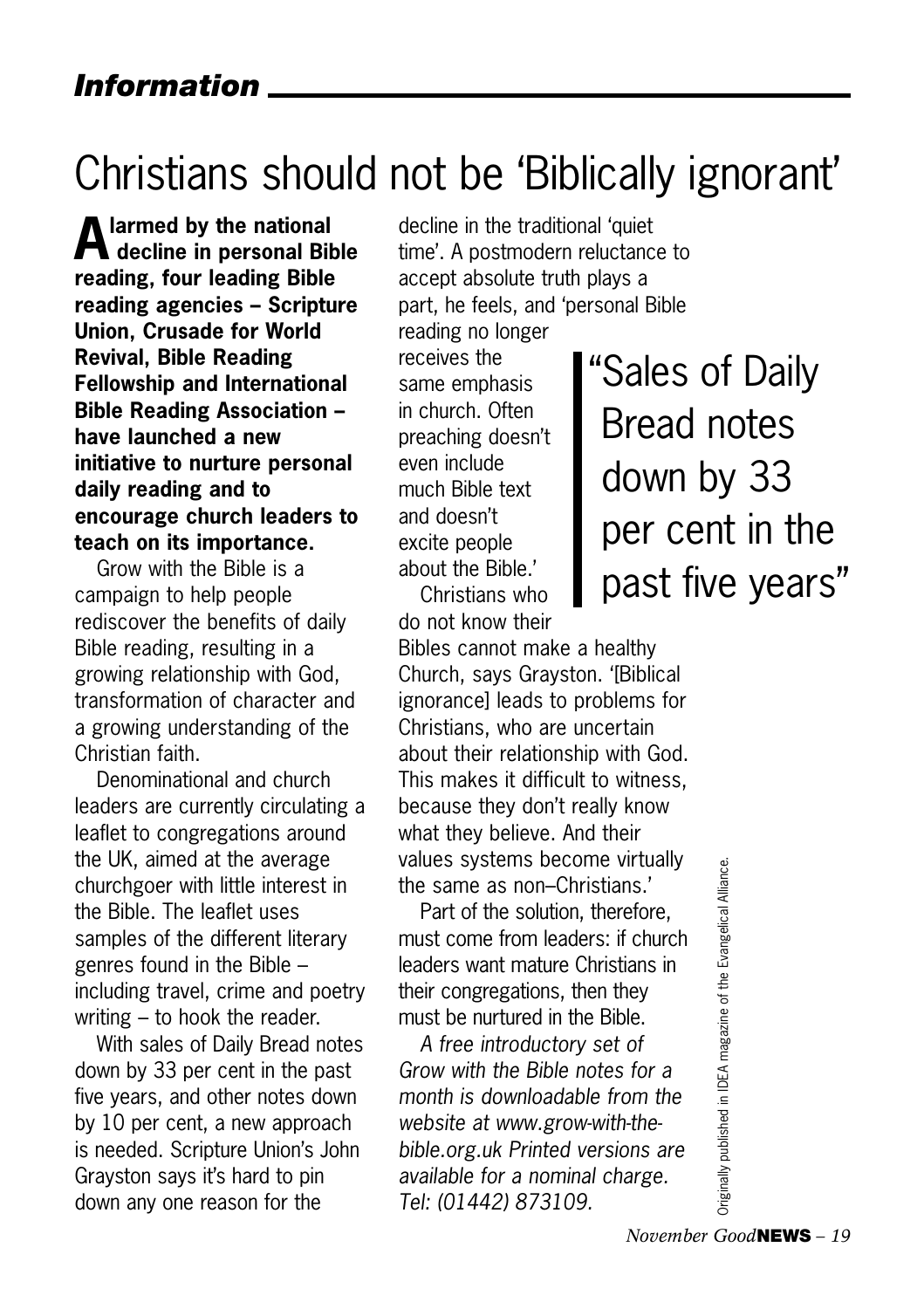## Information

# Christians should not be 'Biblically ignorant'

**Alarmed by the national decline in personal Bible reading, four leading Bible reading agencies – Scripture Union, Crusade for World Revival, Bible Reading Fellowship and International Bible Reading Association – have launched a new initiative to nurture personal daily reading and to encourage church leaders to teach on its importance.**

Grow with the Bible is a campaign to help people rediscover the benefits of daily Bible reading, resulting in a growing relationship with God, transformation of character and a growing understanding of the Christian faith.

Denominational and church leaders are currently circulating a leaflet to congregations around the UK, aimed at the average churchgoer with little interest in the Bible. The leaflet uses samples of the different literary genres found in the Bible – including travel, crime and poetry writing – to hook the reader.

With sales of Daily Bread notes down by 33 per cent in the past five years, and other notes down by 10 per cent, a new approach is needed. Scripture Union's John Grayston says it's hard to pin down any one reason for the decline in the traditional 'quiet time'. A postmodern reluctance to accept absolute truth plays a part, he feels, and 'personal Bible reading no longer receives the same emphasis in church. Often preaching doesn't even include much Bible text and doesn't excite people about the Bible.'

> "Sales of Daily Bread notes down by 33 per cent in the past five years"

Christians who do not know their Bibles cannot make a healthy Church, says Grayston. '[Biblical ignorance] leads to problems for Christians, who are uncertain about their relationship with God. This makes it difficult to witness, because they don't really know what they believe. And their values systems become virtually the same as non–Christians.'

Part of the solution, therefore, must come from leaders: if church leaders want mature Christians in their congregations, then they must be nurtured in the Bible.

*A free introductory set of Grow with the Bible notes for a month is downloadable from the website at www.grow-with-the-bible.org.uk Printed versions are available for a nominal charge. Tel: (01442) 873109.*

Originally published in IDEA magazine of the Evangelical Alliance.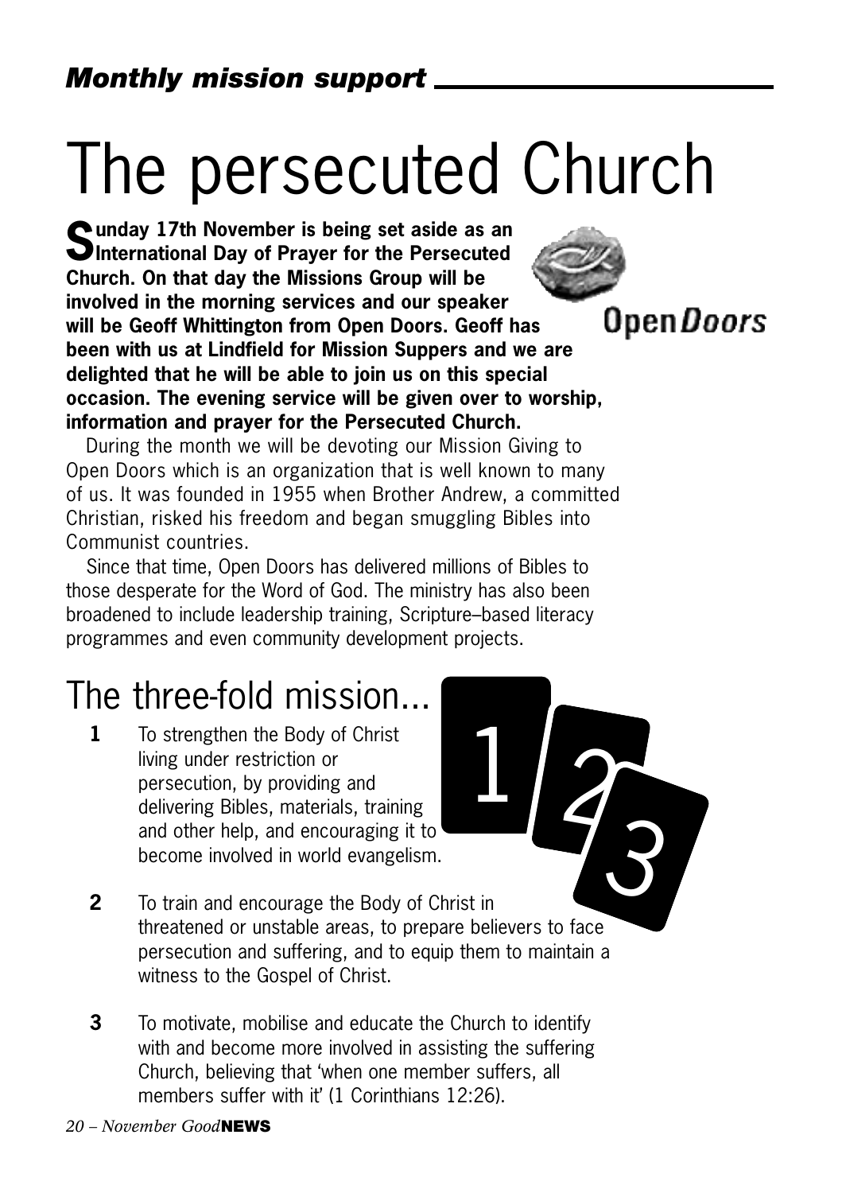*Monthly mission support*

# The persecuted Church

**Sunday 17th November is being set aside as an International Day of Prayer for the Persecuted Church. On that day the Missions Group will be involved in the morning services and our speaker will be Geoff Whittington from Open Doors. Geoff has been with us at Lindfield for Mission Suppers and we are delighted that he will be able to join us on this special occasion. The evening service will be given over to worship, information and prayer for the Persecuted Church.**

Open*Doors*

During the month we will be devoting our Mission Giving to Open Doors which is an organization that is well known to many of us. It was founded in 1955 when Brother Andrew, a committed Christian, risked his freedom and began smuggling Bibles into Communist countries.

Since that time, Open Doors has delivered millions of Bibles to those desperate for the Word of God. The ministry has also been broadened to include leadership training, Scripture–based literacy programmes and even community development projects.

## The three-fold mission...

**1** To strengthen the Body of Christ living under restriction or persecution, by providing and delivering Bibles, materials, training and other help, and encouraging it to become involved in world evangelism.

**2** To train and encourage the Body of Christ in threatened or unstable areas, to prepare believers to face persecution and suffering, and to equip them to maintain a witness to the Gospel of Christ.

**3** To motivate, mobilise and educate the Church to identify with and become more involved in assisting the suffering Church, believing that 'when one member suffers, all members suffer with it' (1 Corinthians 12:26).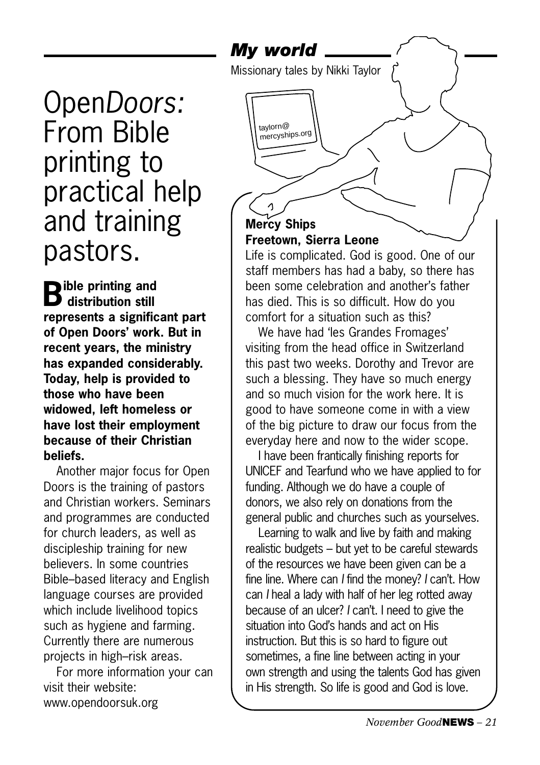# Open*Doors:* From Bible printing to practical help and training pastors.

**Bible printing and distribution still represents a significant part of Open Doors' work. But in recent years, the ministry has expanded considerably. Today, help is provided to those who have been widowed, left homeless or have lost their employment because of their Christian beliefs.**

Another major focus for Open Doors is the training of pastors and Christian workers. Seminars and programmes are conducted for church leaders, as well as discipleship training for new believers. In some countries Bible–based literacy and English language courses are provided which include livelihood topics such as hygiene and farming. Currently there are numerous projects in high–risk areas.

For more information your can visit their website: www.opendoorsuk.org

## *My world*

Missionary tales by Nikki Taylor

taylorn@mercyships.org

**Mercy Ships**
**Freetown, Sierra Leone**

Life is complicated. God is good. One of our staff members has had a baby, so there has been some celebration and another's father has died. This is so difficult. How do you comfort for a situation such as this?

We have had 'les Grandes Fromages' visiting from the head office in Switzerland this past two weeks. Dorothy and Trevor are such a blessing. They have so much energy and so much vision for the work here. It is good to have someone come in with a view of the big picture to draw our focus from the everyday here and now to the wider scope.

I have been frantically finishing reports for UNICEF and Tearfund who we have applied to for funding. Although we do have a couple of donors, we also rely on donations from the general public and churches such as yourselves.

Learning to walk and live by faith and making realistic budgets – but yet to be careful stewards of the resources we have been given can be a fine line. Where can *I* find the money? *I* can't. How can *I* heal a lady with half of her leg rotted away because of an ulcer? *I* can't. I need to give the situation into God's hands and act on His instruction. But this is so hard to figure out sometimes, a fine line between acting in your own strength and using the talents God has given in His strength. So life is good and God is love.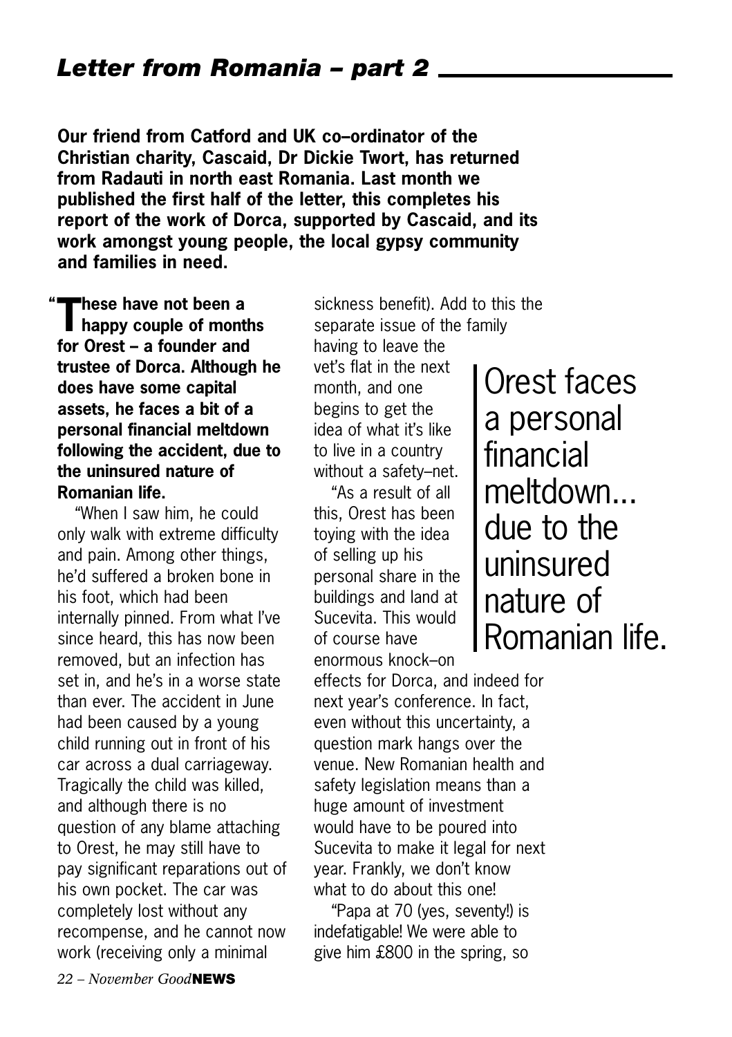## *Letter from Romania – part 2*

**Our friend from Catford and UK co–ordinator of the Christian charity, Cascaid, Dr Dickie Twort, has returned from Radauti in north east Romania. Last month we published the first half of the letter, this completes his report of the work of Dorca, supported by Cascaid, and its work amongst young people, the local gypsy community and families in need.**

**"These have not been a happy couple of months for Orest – a founder and trustee of Dorca. Although he does have some capital assets, he faces a bit of a personal financial meltdown following the accident, due to the uninsured nature of Romanian life.**

"When I saw him, he could only walk with extreme difficulty and pain. Among other things, he'd suffered a broken bone in his foot, which had been internally pinned. From what I've since heard, this has now been removed, but an infection has set in, and he's in a worse state than ever. The accident in June had been caused by a young child running out in front of his car across a dual carriageway. Tragically the child was killed, and although there is no question of any blame attaching to Orest, he may still have to pay significant reparations out of his own pocket. The car was completely lost without any recompense, and he cannot now work (receiving only a minimal sickness benefit). Add to this the separate issue of the family having to leave the vet's flat in the next month, and one begins to get the idea of what it's like to live in a country without a safety–net.

> Orest faces a personal financial meltdown... due to the uninsured nature of Romanian life.

"As a result of all this, Orest has been toying with the idea of selling up his personal share in the buildings and land at Sucevita. This would of course have enormous knock–on effects for Dorca, and indeed for next year's conference. In fact, even without this uncertainty, a question mark hangs over the venue. New Romanian health and safety legislation means than a huge amount of investment would have to be poured into Sucevita to make it legal for next year. Frankly, we don't know what to do about this one!

"Papa at 70 (yes, seventy!) is indefatigable! We were able to give him £800 in the spring, so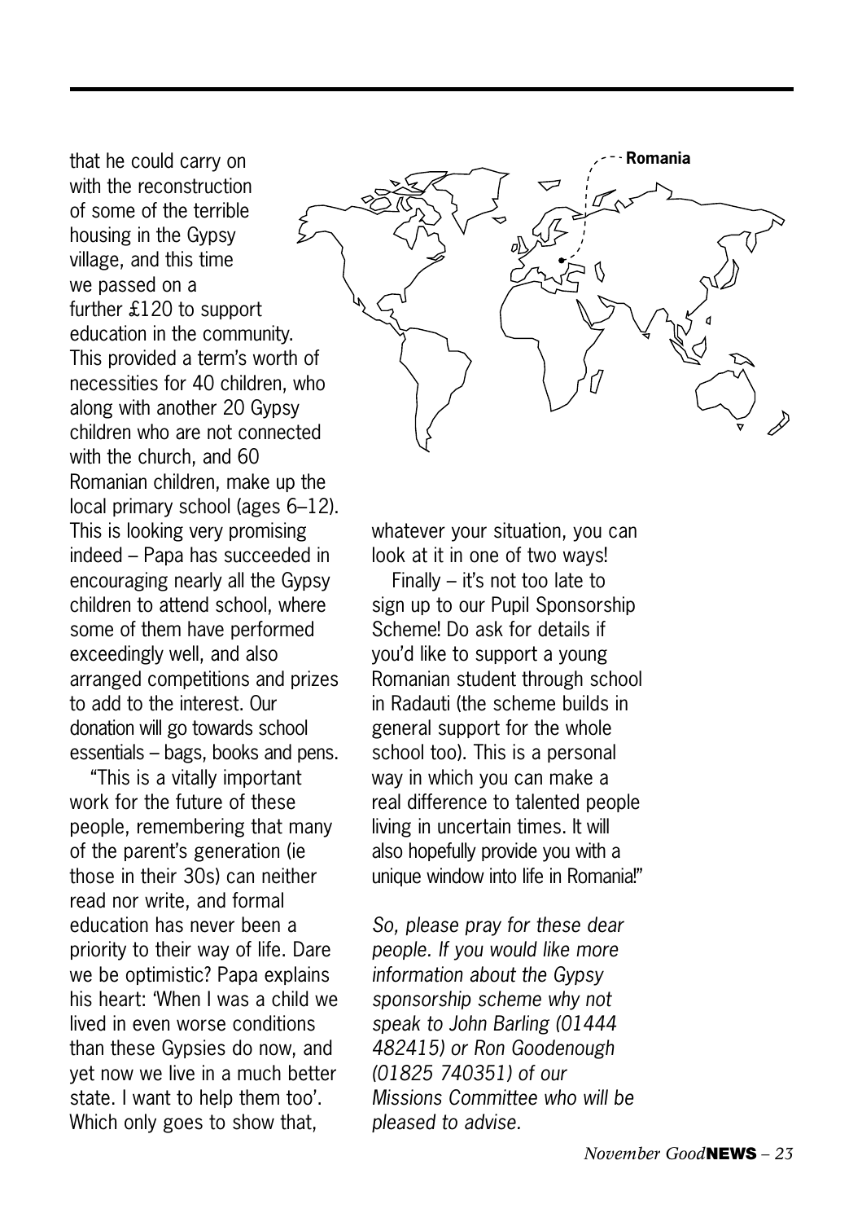that he could carry on with the reconstruction of some of the terrible housing in the Gypsy village, and this time we passed on a further £120 to support education in the community. This provided a term's worth of necessities for 40 children, who along with another 20 Gypsy children who are not connected with the church, and 60 Romanian children, make up the local primary school (ages 6–12). This is looking very promising indeed – Papa has succeeded in encouraging nearly all the Gypsy children to attend school, where some of them have performed exceedingly well, and also arranged competitions and prizes to add to the interest. Our donation will go towards school essentials – bags, books and pens.

"This is a vitally important work for the future of these people, remembering that many of the parent's generation (ie those in their 30s) can neither read nor write, and formal education has never been a priority to their way of life. Dare we be optimistic? Papa explains his heart: 'When I was a child we lived in even worse conditions than these Gypsies do now, and yet now we live in a much better state. I want to help them too'. Which only goes to show that, whatever your situation, you can look at it in one of two ways!

Finally – it's not too late to sign up to our Pupil Sponsorship Scheme! Do ask for details if you'd like to support a young Romanian student through school in Radauti (the scheme builds in general support for the whole school too). This is a personal way in which you can make a real difference to talented people living in uncertain times. It will also hopefully provide you with a unique window into life in Romania!"

*So, please pray for these dear people. If you would like more information about the Gypsy sponsorship scheme why not speak to John Barling (01444 482415) or Ron Goodenough (01825 740351) of our Missions Committee who will be pleased to advise.*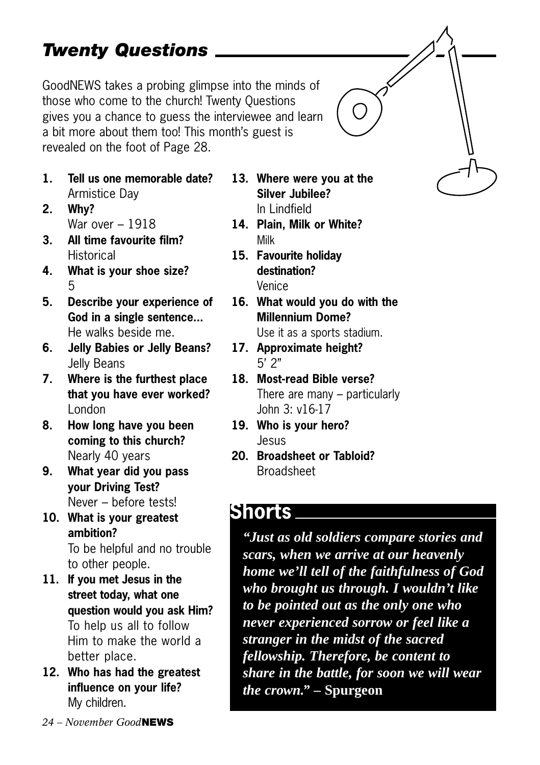## *Twenty Questions*

GoodNEWS takes a probing glimpse into the minds of those who come to the church! Twenty Questions gives you a chance to guess the interviewee and learn a bit more about them too! This month's guest is revealed on the foot of Page 28.

1. **Tell us one memorable date?**
   Armistice Day
2. **Why?**
   War over – 1918
3. **All time favourite film?**
   Historical
4. **What is your shoe size?**
   5
5. **Describe your experience of God in a single sentence...**
   He walks beside me.
6. **Jelly Babies or Jelly Beans?**
   Jelly Beans
7. **Where is the furthest place that you have ever worked?**
   London
8. **How long have you been coming to this church?**
   Nearly 40 years
9. **What year did you pass your Driving Test?**
   Never – before tests!
10. **What is your greatest ambition?**
    To be helpful and no trouble to other people.
11. **If you met Jesus in the street today, what one question would you ask Him?**
    To help us all to follow Him to make the world a better place.
12. **Who has had the greatest influence on your life?**
    My children.
13. **Where were you at the Silver Jubilee?**
    In Lindfield
14. **Plain, Milk or White?**
    Milk
15. **Favourite holiday destination?**
    Venice
16. **What would you do with the Millennium Dome?**
    Use it as a sports stadium.
17. **Approximate height?**
    5' 2"
18. **Most-read Bible verse?**
    There are many – particularly John 3: v16-17
19. **Who is your hero?**
    Jesus
20. **Broadsheet or Tabloid?**
    Broadsheet

## Shorts

***"Just as old soldiers compare stories and scars, when we arrive at our heavenly home we'll tell of the faithfulness of God who brought us through. I wouldn't like to be pointed out as the only one who never experienced sorrow or feel like a stranger in the midst of the sacred fellowship. Therefore, be content to share in the battle, for soon we will wear the crown."*** **– Spurgeon**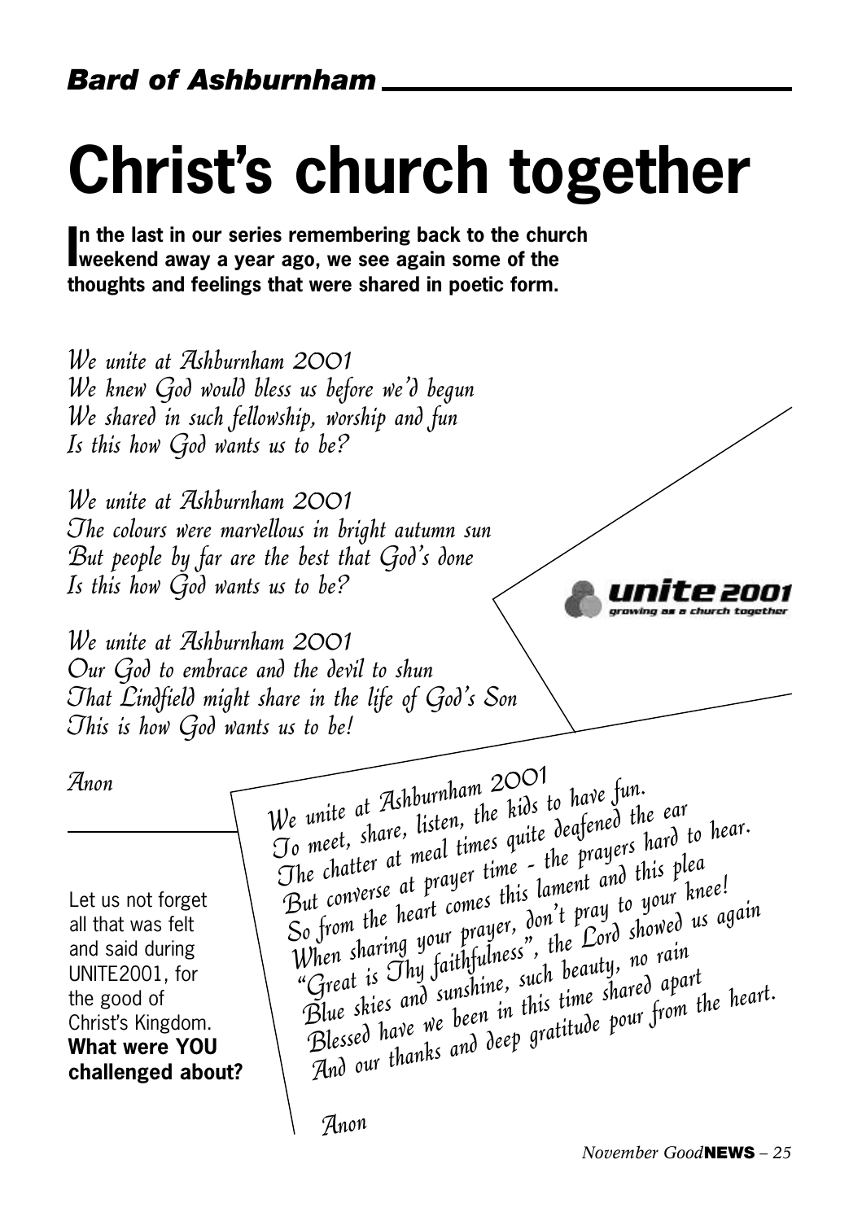*Bard of Ashburnham*

# Christ's church together

**In the last in our series remembering back to the church weekend away a year ago, we see again some of the thoughts and feelings that were shared in poetic form.**

*We unite at Ashburnham 2001*
*We knew God would bless us before we'd begun*
*We shared in such fellowship, worship and fun*
*Is this how God wants us to be?*

*We unite at Ashburnham 2001*
*The colours were marvellous in bright autumn sun*
*But people by far are the best that God's done*
*Is this how God wants us to be?*

*We unite at Ashburnham 2001*
*Our God to embrace and the devil to shun*
*That Lindfield might share in the life of God's Son*
*This is how God wants us to be!*

*Anon*

unite 2001
growing as a church together

*We unite at Ashburnham 2001*
*To meet, share, listen, the kids to have fun.*
*The chatter at meal times quite deafened the ear*
*But converse at prayer time - the prayers hard to hear.*
*So from the heart comes this lament and this plea*
*When sharing your prayer, don't pray to your knee!*
*"Great is Thy faithfulness", the Lord showed us again*
*Blue skies and sunshine, such beauty, no rain*
*Blessed have we been in this time shared apart*
*And our thanks and deep gratitude pour from the heart.*

*Anon*

Let us not forget all that was felt and said during UNITE2001, for the good of Christ's Kingdom. **What were YOU challenged about?**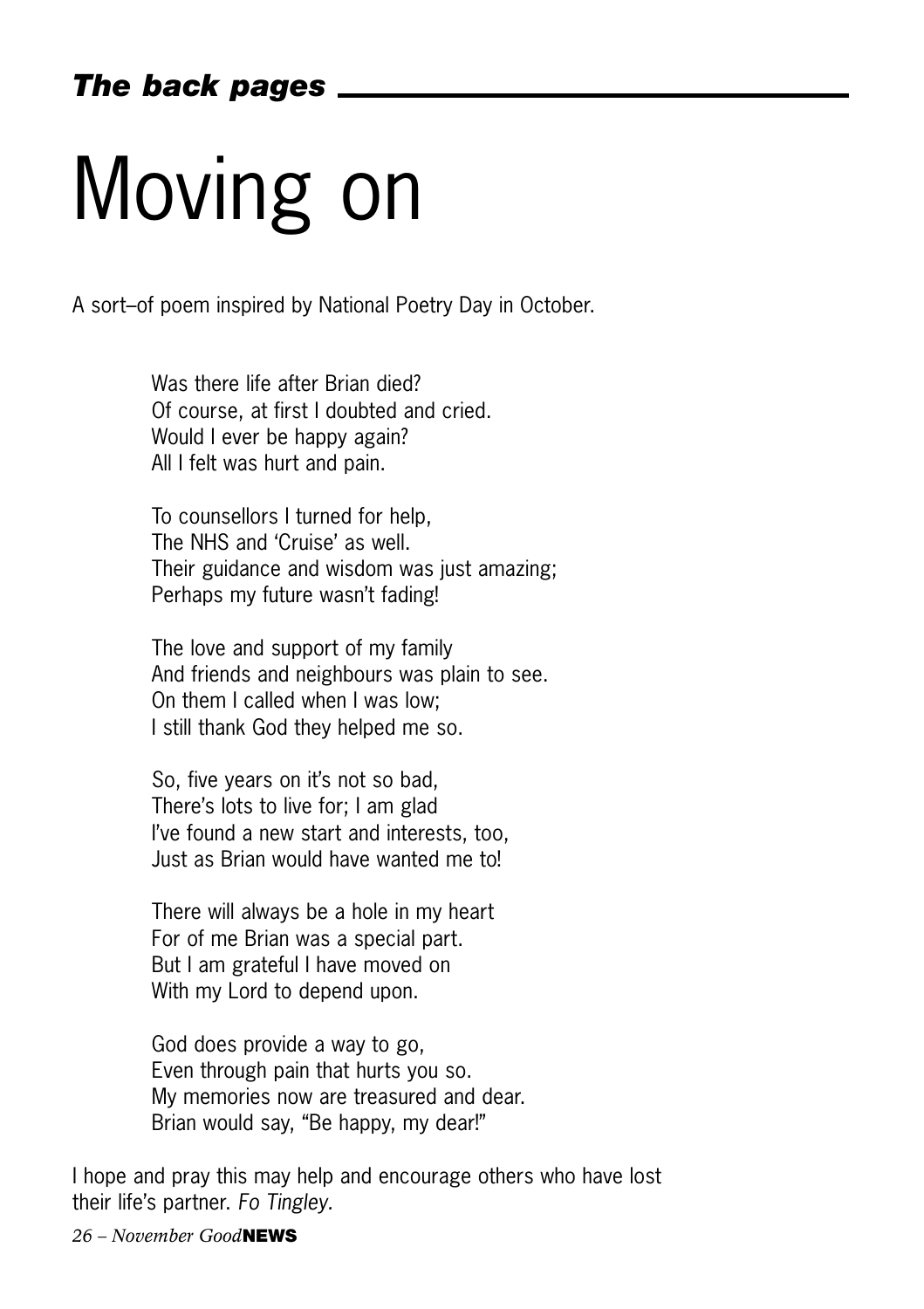# Moving on

A sort–of poem inspired by National Poetry Day in October.

Was there life after Brian died?  
Of course, at first I doubted and cried.  
Would I ever be happy again?  
All I felt was hurt and pain.

To counsellors I turned for help,  
The NHS and 'Cruise' as well.  
Their guidance and wisdom was just amazing;  
Perhaps my future wasn't fading!

The love and support of my family  
And friends and neighbours was plain to see.  
On them I called when I was low;  
I still thank God they helped me so.

So, five years on it's not so bad,  
There's lots to live for; I am glad  
I've found a new start and interests, too,  
Just as Brian would have wanted me to!

There will always be a hole in my heart  
For of me Brian was a special part.  
But I am grateful I have moved on  
With my Lord to depend upon.

God does provide a way to go,  
Even through pain that hurts you so.  
My memories now are treasured and dear.  
Brian would say, "Be happy, my dear!"

I hope and pray this may help and encourage others who have lost their life's partner. *Fo Tingley.*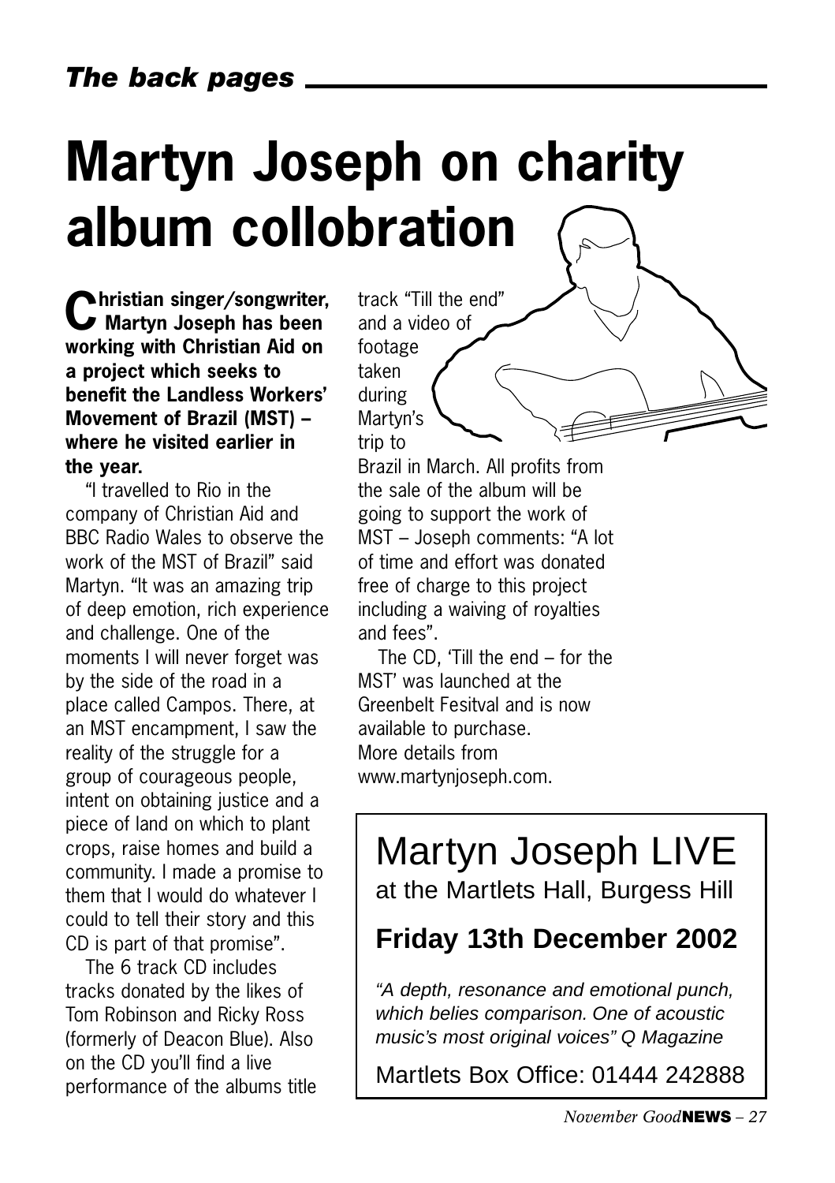# Martyn Joseph on charity album collobration

**Christian singer/songwriter, Martyn Joseph has been working with Christian Aid on a project which seeks to benefit the Landless Workers' Movement of Brazil (MST) – where he visited earlier in the year.**

"I travelled to Rio in the company of Christian Aid and BBC Radio Wales to observe the work of the MST of Brazil" said Martyn. "It was an amazing trip of deep emotion, rich experience and challenge. One of the moments I will never forget was by the side of the road in a place called Campos. There, at an MST encampment, I saw the reality of the struggle for a group of courageous people, intent on obtaining justice and a piece of land on which to plant crops, raise homes and build a community. I made a promise to them that I would do whatever I could to tell their story and this CD is part of that promise".

The 6 track CD includes tracks donated by the likes of Tom Robinson and Ricky Ross (formerly of Deacon Blue). Also on the CD you'll find a live performance of the albums title track "Till the end" and a video of footage taken during Martyn's trip to Brazil in March. All profits from the sale of the album will be going to support the work of MST – Joseph comments: "A lot of time and effort was donated free of charge to this project including a waiving of royalties and fees".

The CD, 'Till the end – for the MST' was launched at the Greenbelt Fesitval and is now available to purchase. More details from www.martynjoseph.com.

## Martyn Joseph LIVE

at the Martlets Hall, Burgess Hill

**Friday 13th December 2002**

*"A depth, resonance and emotional punch, which belies comparison. One of acoustic music's most original voices" Q Magazine*

Martlets Box Office: 01444 242888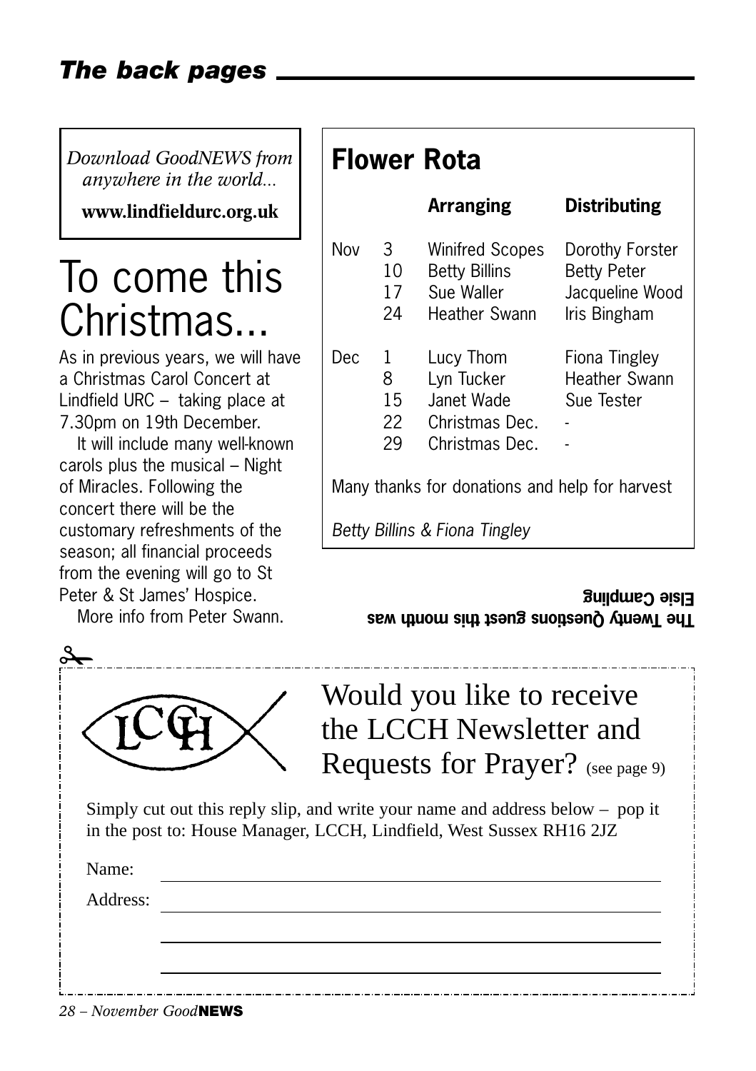## The back pages

*Download GoodNEWS from anywhere in the world...*

**www.lindfieldurc.org.uk**

# To come this Christmas...

As in previous years, we will have a Christmas Carol Concert at Lindfield URC – taking place at 7.30pm on 19th December.

It will include many well-known carols plus the musical – Night of Miracles. Following the concert there will be the customary refreshments of the season; all financial proceeds from the evening will go to St Peter & St James' Hospice.

More info from Peter Swann.

## Flower Rota

| | | Arranging | Distributing |
|---|---|---|---|
| Nov | 3 | Winifred Scopes | Dorothy Forster |
| | 10 | Betty Billins | Betty Peter |
| | 17 | Sue Waller | Jacqueline Wood |
| | 24 | Heather Swann | Iris Bingham |
| Dec | 1 | Lucy Thom | Fiona Tingley |
| | 8 | Lyn Tucker | Heather Swann |
| | 15 | Janet Wade | Sue Tester |
| | 22 | Christmas Dec. | - |
| | 29 | Christmas Dec. | - |

Many thanks for donations and help for harvest

*Betty Billins & Fiona Tingley*

**The Twenty Questions guest this month was Elsie Campling**

Would you like to receive the LCCH Newsletter and Requests for Prayer? (see page 9)

Simply cut out this reply slip, and write your name and address below – pop it in the post to: House Manager, LCCH, Lindfield, West Sussex RH16 2JZ

Name: ______________________________

Address: ______________________________

______________________________

______________________________